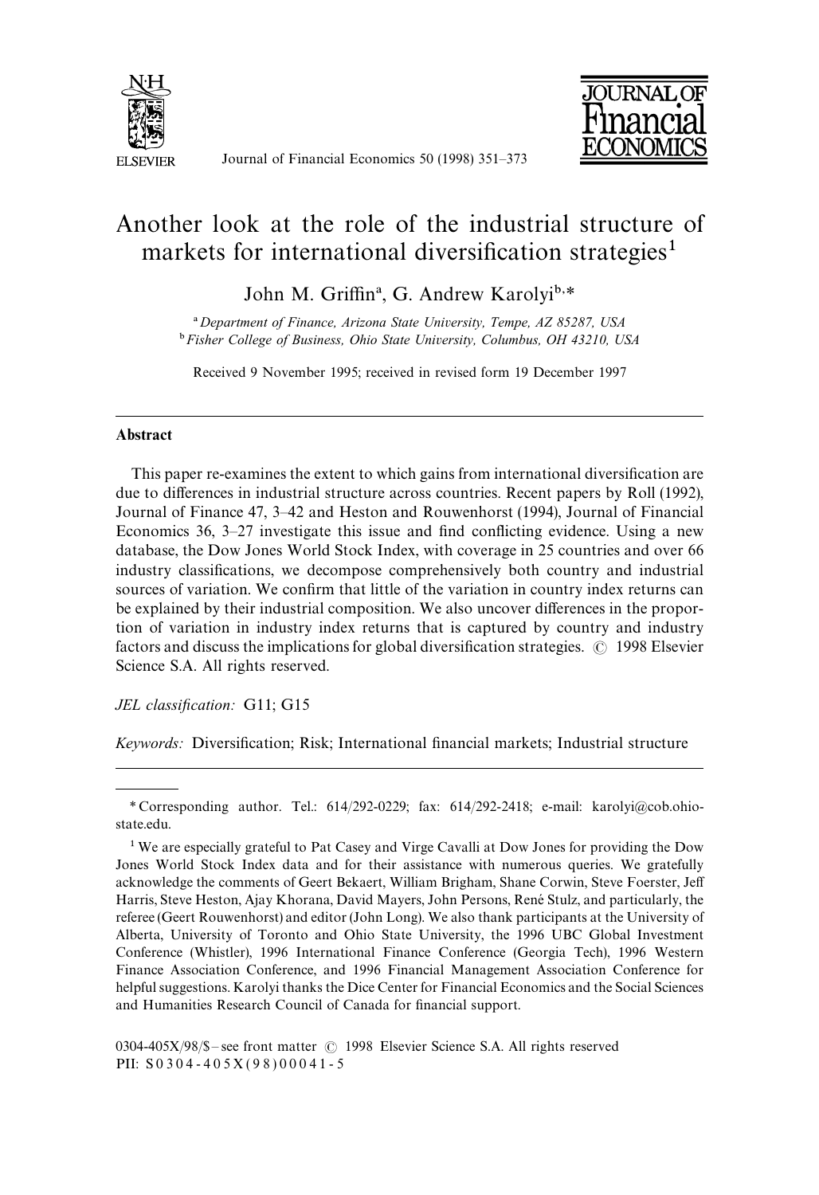# Another look at the role of the industrial structure of markets for international diversification strategies[1]

John M. Griffin[a], G. Andrew Karolyi[b,*]

[a] *Department of Finance, Arizona State University, Tempe, AZ 85287, USA*
[b] *Fisher College of Business, Ohio State University, Columbus, OH 43210, USA*

Received 9 November 1995; received in revised form 19 December 1997

---

## Abstract

This paper re-examines the extent to which gains from international diversification are due to differences in industrial structure across countries. Recent papers by Roll (1992), Journal of Finance 47, 3–42 and Heston and Rouwenhorst (1994), Journal of Financial Economics 36, 3–27 investigate this issue and find conflicting evidence. Using a new database, the Dow Jones World Stock Index, with coverage in 25 countries and over 66 industry classifications, we decompose comprehensively both country and industrial sources of variation. We confirm that little of the variation in country index returns can be explained by their industrial composition. We also uncover differences in the proportion of variation in industry index returns that is captured by country and industry factors and discuss the implications for global diversification strategies. © 1998 Elsevier Science S.A. All rights reserved.

*JEL classification:* G11; G15

*Keywords:* Diversification; Risk; International financial markets; Industrial structure

---

\* Corresponding author. Tel.: 614/292-0229; fax: 614/292-2418; e-mail: karolyi@cob.ohio-state.edu.

[1] We are especially grateful to Pat Casey and Virge Cavalli at Dow Jones for providing the Dow Jones World Stock Index data and for their assistance with numerous queries. We gratefully acknowledge the comments of Geert Bekaert, William Brigham, Shane Corwin, Steve Foerster, Jeff Harris, Steve Heston, Ajay Khorana, David Mayers, John Persons, René Stulz, and particularly, the referee (Geert Rouwenhorst) and editor (John Long). We also thank participants at the University of Alberta, University of Toronto and Ohio State University, the 1996 UBC Global Investment Conference (Whistler), 1996 International Finance Conference (Georgia Tech), 1996 Western Finance Association Conference, and 1996 Financial Management Association Conference for helpful suggestions. Karolyi thanks the Dice Center for Financial Economics and the Social Sciences and Humanities Research Council of Canada for financial support.

0304-405X/98/$ – see front matter © 1998 Elsevier Science S.A. All rights reserved
PII: S0304-405X(98)00041-5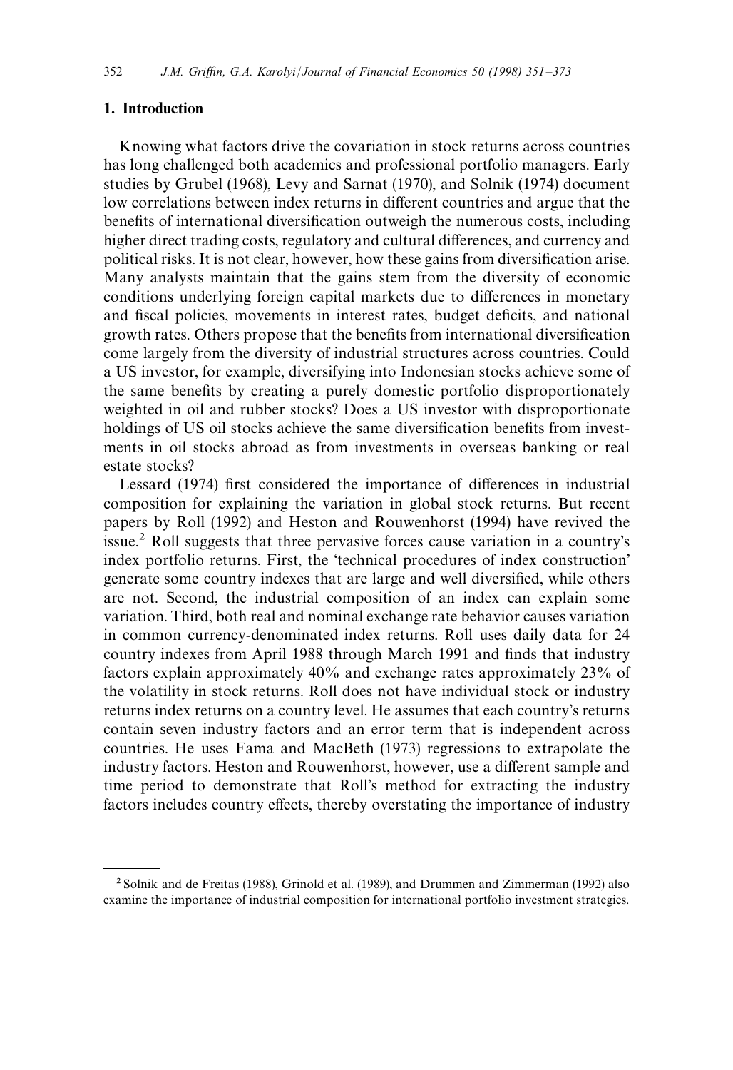## 1. Introduction

Knowing what factors drive the covariation in stock returns across countries has long challenged both academics and professional portfolio managers. Early studies by Grubel (1968), Levy and Sarnat (1970), and Solnik (1974) document low correlations between index returns in different countries and argue that the benefits of international diversification outweigh the numerous costs, including higher direct trading costs, regulatory and cultural differences, and currency and political risks. It is not clear, however, how these gains from diversification arise. Many analysts maintain that the gains stem from the diversity of economic conditions underlying foreign capital markets due to differences in monetary and fiscal policies, movements in interest rates, budget deficits, and national growth rates. Others propose that the benefits from international diversification come largely from the diversity of industrial structures across countries. Could a US investor, for example, diversifying into Indonesian stocks achieve some of the same benefits by creating a purely domestic portfolio disproportionately weighted in oil and rubber stocks? Does a US investor with disproportionate holdings of US oil stocks achieve the same diversification benefits from investments in oil stocks abroad as from investments in overseas banking or real estate stocks?

Lessard (1974) first considered the importance of differences in industrial composition for explaining the variation in global stock returns. But recent papers by Roll (1992) and Heston and Rouwenhorst (1994) have revived the issue.[2] Roll suggests that three pervasive forces cause variation in a country's index portfolio returns. First, the 'technical procedures of index construction' generate some country indexes that are large and well diversified, while others are not. Second, the industrial composition of an index can explain some variation. Third, both real and nominal exchange rate behavior causes variation in common currency-denominated index returns. Roll uses daily data for 24 country indexes from April 1988 through March 1991 and finds that industry factors explain approximately 40% and exchange rates approximately 23% of the volatility in stock returns. Roll does not have individual stock or industry returns index returns on a country level. He assumes that each country's returns contain seven industry factors and an error term that is independent across countries. He uses Fama and MacBeth (1973) regressions to extrapolate the industry factors. Heston and Rouwenhorst, however, use a different sample and time period to demonstrate that Roll's method for extracting the industry factors includes country effects, thereby overstating the importance of industry

[2] Solnik and de Freitas (1988), Grinold et al. (1989), and Drummen and Zimmerman (1992) also examine the importance of industrial composition for international portfolio investment strategies.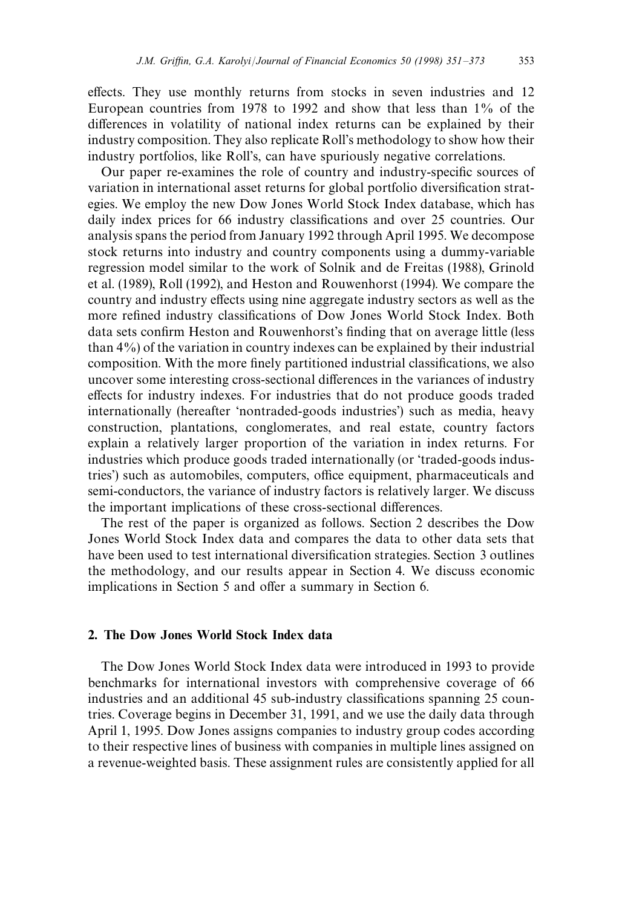effects. They use monthly returns from stocks in seven industries and 12 European countries from 1978 to 1992 and show that less than 1% of the differences in volatility of national index returns can be explained by their industry composition. They also replicate Roll's methodology to show how their industry portfolios, like Roll's, can have spuriously negative correlations.

Our paper re-examines the role of country and industry-specific sources of variation in international asset returns for global portfolio diversification strategies. We employ the new Dow Jones World Stock Index database, which has daily index prices for 66 industry classifications and over 25 countries. Our analysis spans the period from January 1992 through April 1995. We decompose stock returns into industry and country components using a dummy-variable regression model similar to the work of Solnik and de Freitas (1988), Grinold et al. (1989), Roll (1992), and Heston and Rouwenhorst (1994). We compare the country and industry effects using nine aggregate industry sectors as well as the more refined industry classifications of Dow Jones World Stock Index. Both data sets confirm Heston and Rouwenhorst's finding that on average little (less than 4%) of the variation in country indexes can be explained by their industrial composition. With the more finely partitioned industrial classifications, we also uncover some interesting cross-sectional differences in the variances of industry effects for industry indexes. For industries that do not produce goods traded internationally (hereafter 'nontraded-goods industries') such as media, heavy construction, plantations, conglomerates, and real estate, country factors explain a relatively larger proportion of the variation in index returns. For industries which produce goods traded internationally (or 'traded-goods industries') such as automobiles, computers, office equipment, pharmaceuticals and semi-conductors, the variance of industry factors is relatively larger. We discuss the important implications of these cross-sectional differences.

The rest of the paper is organized as follows. Section 2 describes the Dow Jones World Stock Index data and compares the data to other data sets that have been used to test international diversification strategies. Section 3 outlines the methodology, and our results appear in Section 4. We discuss economic implications in Section 5 and offer a summary in Section 6.

## 2. The Dow Jones World Stock Index data

The Dow Jones World Stock Index data were introduced in 1993 to provide benchmarks for international investors with comprehensive coverage of 66 industries and an additional 45 sub-industry classifications spanning 25 countries. Coverage begins in December 31, 1991, and we use the daily data through April 1, 1995. Dow Jones assigns companies to industry group codes according to their respective lines of business with companies in multiple lines assigned on a revenue-weighted basis. These assignment rules are consistently applied for all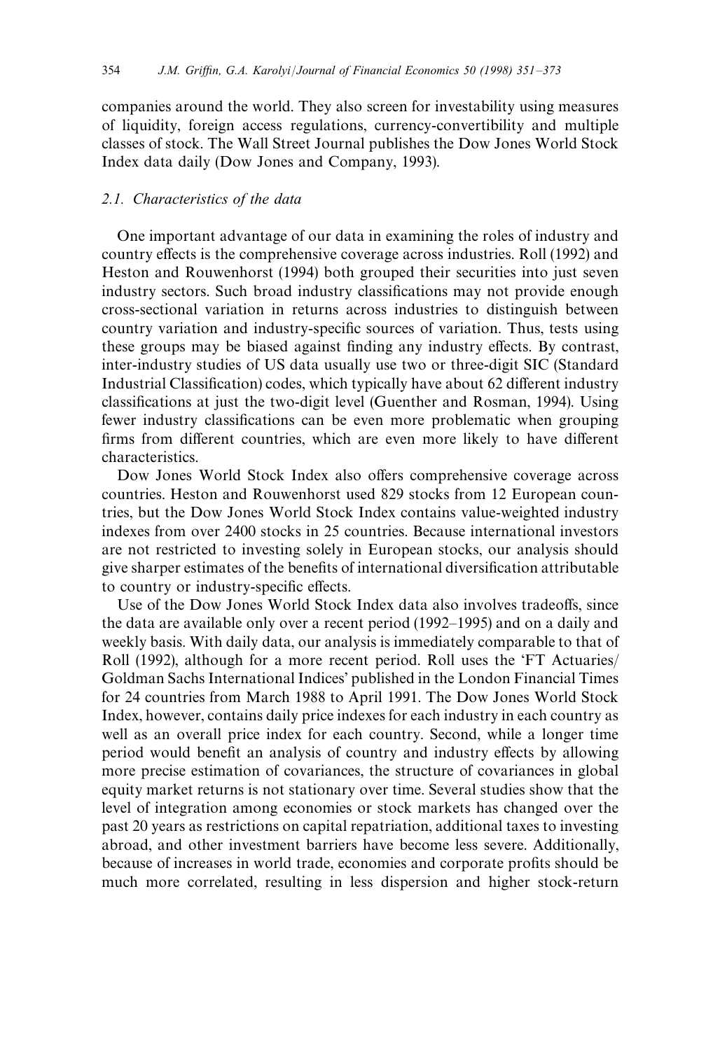companies around the world. They also screen for investability using measures of liquidity, foreign access regulations, currency-convertibility and multiple classes of stock. The Wall Street Journal publishes the Dow Jones World Stock Index data daily (Dow Jones and Company, 1993).

### *2.1. Characteristics of the data*

One important advantage of our data in examining the roles of industry and country effects is the comprehensive coverage across industries. Roll (1992) and Heston and Rouwenhorst (1994) both grouped their securities into just seven industry sectors. Such broad industry classifications may not provide enough cross-sectional variation in returns across industries to distinguish between country variation and industry-specific sources of variation. Thus, tests using these groups may be biased against finding any industry effects. By contrast, inter-industry studies of US data usually use two or three-digit SIC (Standard Industrial Classification) codes, which typically have about 62 different industry classifications at just the two-digit level (Guenther and Rosman, 1994). Using fewer industry classifications can be even more problematic when grouping firms from different countries, which are even more likely to have different characteristics.

Dow Jones World Stock Index also offers comprehensive coverage across countries. Heston and Rouwenhorst used 829 stocks from 12 European countries, but the Dow Jones World Stock Index contains value-weighted industry indexes from over 2400 stocks in 25 countries. Because international investors are not restricted to investing solely in European stocks, our analysis should give sharper estimates of the benefits of international diversification attributable to country or industry-specific effects.

Use of the Dow Jones World Stock Index data also involves tradeoffs, since the data are available only over a recent period (1992–1995) and on a daily and weekly basis. With daily data, our analysis is immediately comparable to that of Roll (1992), although for a more recent period. Roll uses the 'FT Actuaries/ Goldman Sachs International Indices' published in the London Financial Times for 24 countries from March 1988 to April 1991. The Dow Jones World Stock Index, however, contains daily price indexes for each industry in each country as well as an overall price index for each country. Second, while a longer time period would benefit an analysis of country and industry effects by allowing more precise estimation of covariances, the structure of covariances in global equity market returns is not stationary over time. Several studies show that the level of integration among economies or stock markets has changed over the past 20 years as restrictions on capital repatriation, additional taxes to investing abroad, and other investment barriers have become less severe. Additionally, because of increases in world trade, economies and corporate profits should be much more correlated, resulting in less dispersion and higher stock-return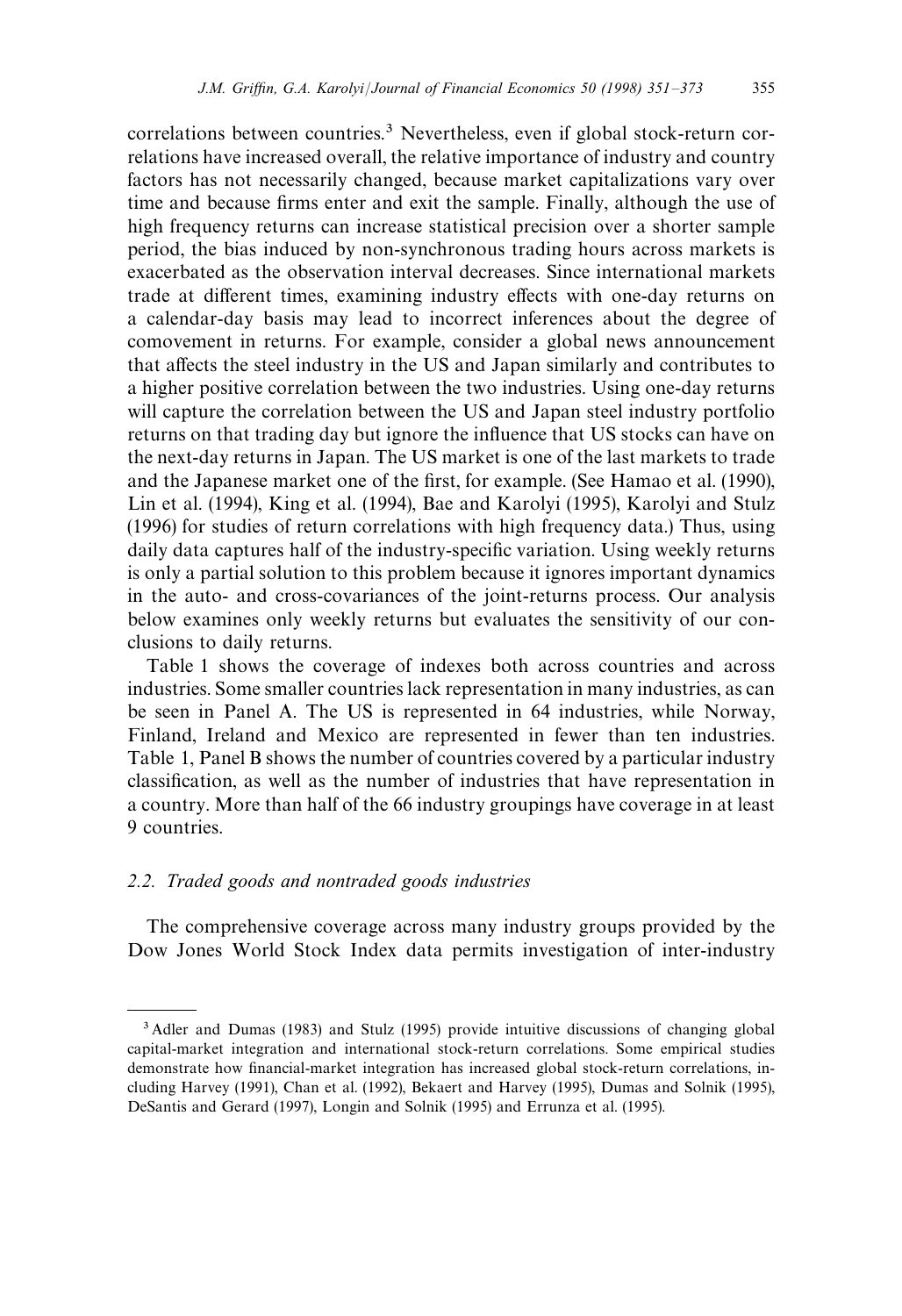correlations between countries.[3] Nevertheless, even if global stock-return correlations have increased overall, the relative importance of industry and country factors has not necessarily changed, because market capitalizations vary over time and because firms enter and exit the sample. Finally, although the use of high frequency returns can increase statistical precision over a shorter sample period, the bias induced by non-synchronous trading hours across markets is exacerbated as the observation interval decreases. Since international markets trade at different times, examining industry effects with one-day returns on a calendar-day basis may lead to incorrect inferences about the degree of comovement in returns. For example, consider a global news announcement that affects the steel industry in the US and Japan similarly and contributes to a higher positive correlation between the two industries. Using one-day returns will capture the correlation between the US and Japan steel industry portfolio returns on that trading day but ignore the influence that US stocks can have on the next-day returns in Japan. The US market is one of the last markets to trade and the Japanese market one of the first, for example. (See Hamao et al. (1990), Lin et al. (1994), King et al. (1994), Bae and Karolyi (1995), Karolyi and Stulz (1996) for studies of return correlations with high frequency data.) Thus, using daily data captures half of the industry-specific variation. Using weekly returns is only a partial solution to this problem because it ignores important dynamics in the auto- and cross-covariances of the joint-returns process. Our analysis below examines only weekly returns but evaluates the sensitivity of our conclusions to daily returns.

Table 1 shows the coverage of indexes both across countries and across industries. Some smaller countries lack representation in many industries, as can be seen in Panel A. The US is represented in 64 industries, while Norway, Finland, Ireland and Mexico are represented in fewer than ten industries. Table 1, Panel B shows the number of countries covered by a particular industry classification, as well as the number of industries that have representation in a country. More than half of the 66 industry groupings have coverage in at least 9 countries.

### 2.2. *Traded goods and nontraded goods industries*

The comprehensive coverage across many industry groups provided by the Dow Jones World Stock Index data permits investigation of inter-industry

---

[3] Adler and Dumas (1983) and Stulz (1995) provide intuitive discussions of changing global capital-market integration and international stock-return correlations. Some empirical studies demonstrate how financial-market integration has increased global stock-return correlations, including Harvey (1991), Chan et al. (1992), Bekaert and Harvey (1995), Dumas and Solnik (1995), DeSantis and Gerard (1997), Longin and Solnik (1995) and Errunza et al. (1995).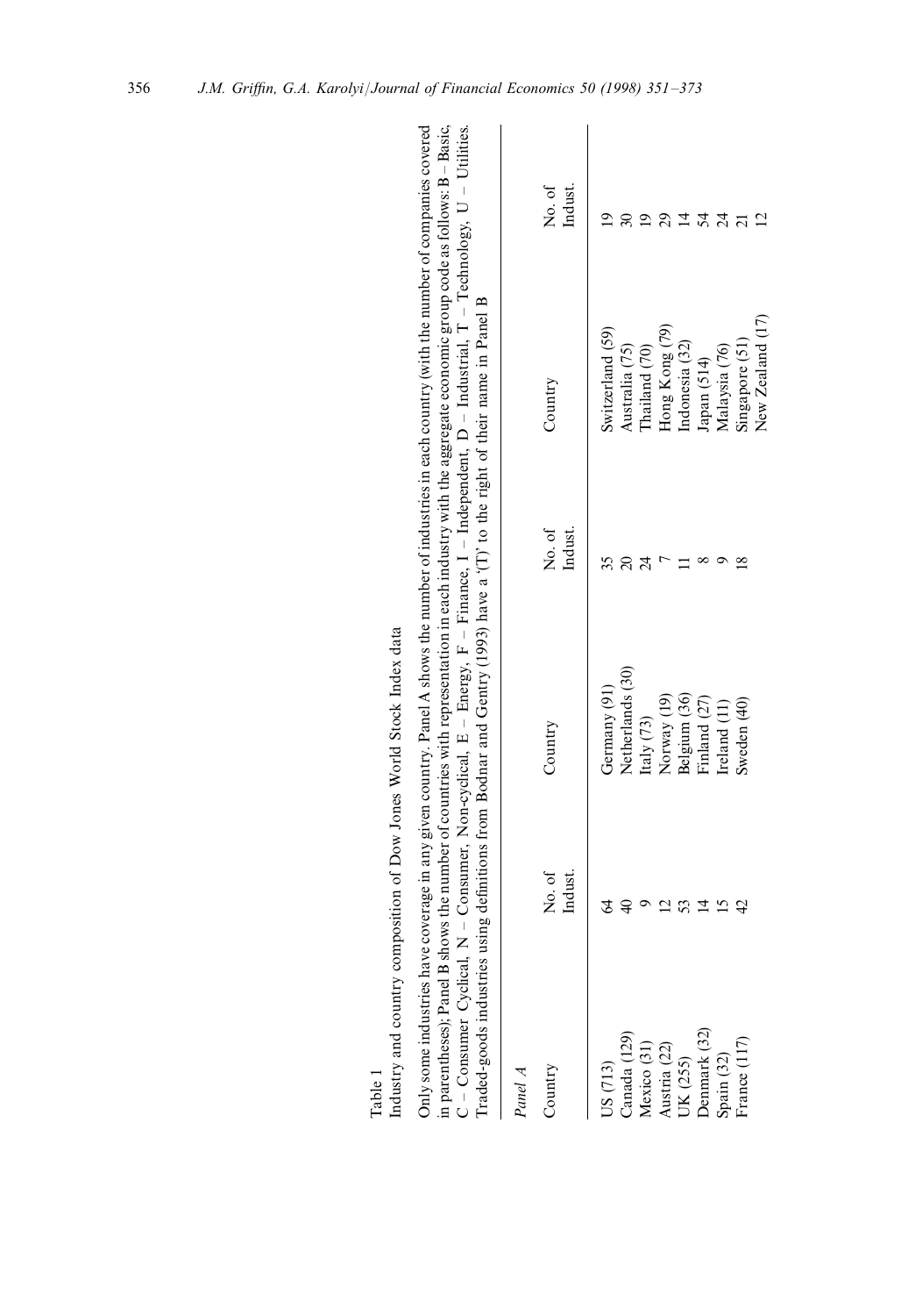Table 1

Industry and country composition of Dow Jones World Stock Index data

Only some industries have coverage in any given country. Panel A shows the number of industries in each country (with the number of companies covered in parentheses); Panel B shows the number of countries with representation in each industry with the aggregate economic group code as follows: B – Basic, C – Consumer Cyclical, N – Consumer, Non-cyclical, E – Energy, F – Finance, I – Independent, D – Industrial, T – Technology, U – Utilities. Traded-goods industries using definitions from Bodnar and Gentry (1993) have a '(T)' to the right of their name in Panel B

*Panel A*

| Country | No. of Indust. | Country | No. of Indust. | Country | No. of Indust. |
|---|---|---|---|---|---|
| US (713) | 64 | Germany (91) | 35 | Switzerland (59) | 19 |
| Canada (129) | 40 | Netherlands (30) | 20 | Australia (75) | 30 |
| Mexico (31) | 9 | Italy (73) | 24 | Thailand (70) | 19 |
| Austria (22) | 12 | Norway (19) | 7 | Hong Kong (79) | 29 |
| UK (255) | 53 | Belgium (36) | 11 | Indonesia (32) | 14 |
| Denmark (32) | 14 | Finland (27) | 8 | Japan (514) | 54 |
| Spain (32) | 15 | Ireland (11) | 9 | Malaysia (76) | 24 |
| France (117) | 42 | Sweden (40) | 18 | Singapore (51) | 21 |
| | | | | New Zealand (17) | 12 |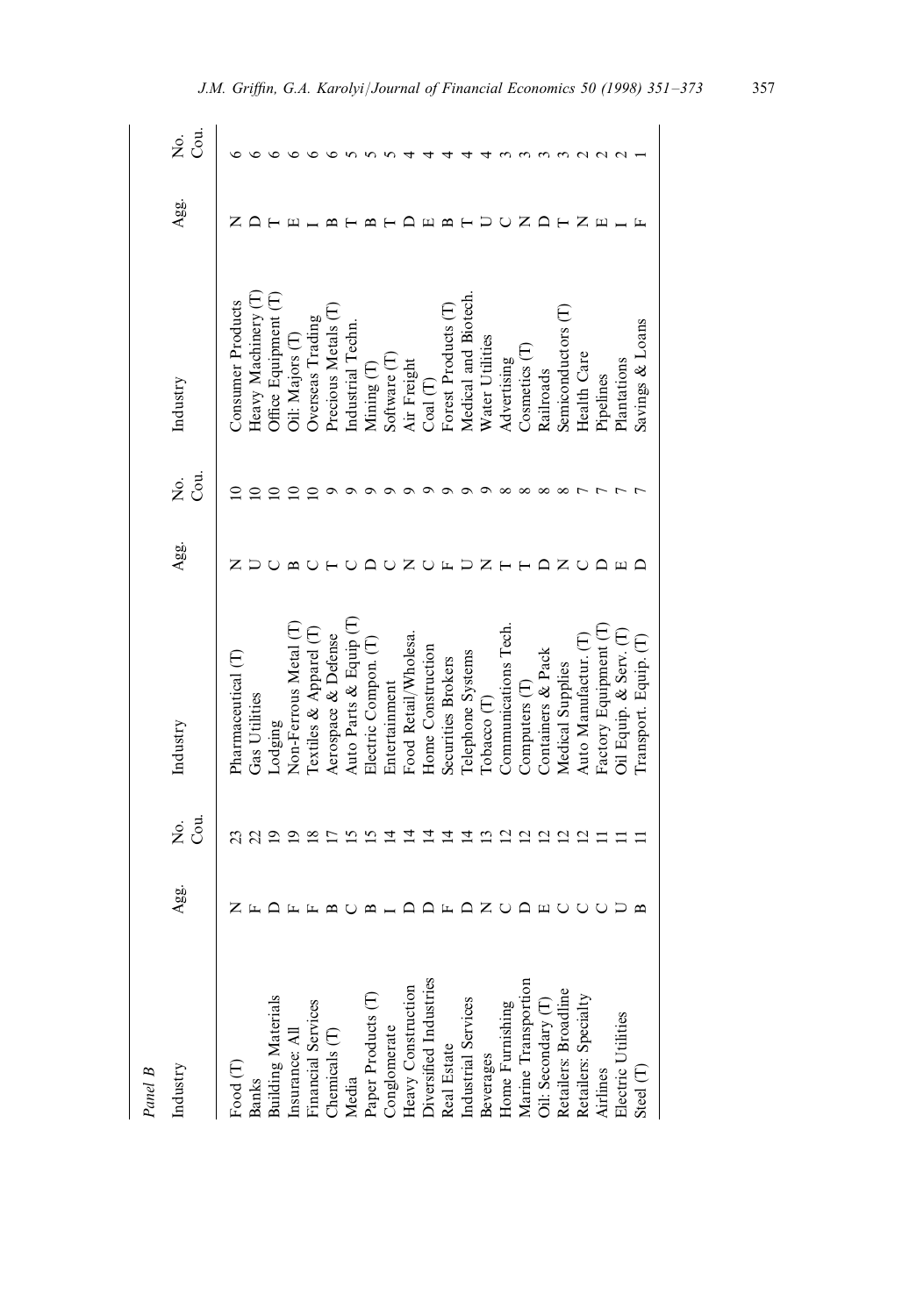*Panel B*

| Industry | Agg. | No. Cou. | Industry | Agg. | No. Cou. | Industry | Agg. | No. Cou. |
|---|---|---|---|---|---|---|---|---|
| Food (T) | N | 23 | Pharmaceutical (T) | N | 10 | Consumer Products | N | 6 |
| Banks | F | 22 | Gas Utilities | U | 10 | Heavy Machinery (T) | D | 6 |
| Building Materials | D | 19 | Lodging | C | 10 | Office Equipment (T) | T | 6 |
| Insurance: All | F | 19 | Non-Ferrous Metal (T) | B | 10 | Oil: Majors (T) | E | 6 |
| Financial Services | F | 18 | Textiles & Apparel (T) | C | 10 | Overseas Trading | I | 6 |
| Chemicals (T) | B | 17 | Aerospace & Defense | T | 9 | Precious Metals (T) | B | 6 |
| Media | C | 15 | Auto Parts & Equip (T) | C | 9 | Industrial Techn. | T | 5 |
| Paper Products (T) | B | 15 | Electric Compon. (T) | D | 9 | Mining (T) | B | 5 |
| Conglomerate | I | 14 | Entertainment | C | 9 | Software (T) | T | 5 |
| Heavy Construction | D | 14 | Food Retail/Wholesa. | N | 9 | Air Freight | D | 4 |
| Diversified Industries | D | 14 | Home Construction | C | 9 | Coal (T) | E | 4 |
| Real Estate | F | 14 | Securities Brokers | F | 9 | Forest Products (T) | B | 4 |
| Industrial Services | D | 14 | Telephone Systems | U | 9 | Medical and Biotech. | T | 4 |
| Beverages | N | 13 | Tobacco (T) | N | 9 | Water Utilities | U | 4 |
| Home Furnishing | C | 12 | Communications Tech. | T | 8 | Advertising | C | 3 |
| Marine Transportion | D | 12 | Computers (T) | T | 8 | Cosmetics (T) | N | 3 |
| Oil: Secondary (T) | E | 12 | Containers & Pack | D | 8 | Railroads | D | 3 |
| Retailers: Broadline | C | 12 | Medical Supplies | N | 8 | Semiconductors (T) | T | 3 |
| Retailers: Specialty | C | 12 | Auto Manufactur. (T) | C | 7 | Health Care | N | 2 |
| Airlines | C | 11 | Factory Equipment (T) | D | 7 | Pipelines | E | 2 |
| Electric Utilities | U | 11 | Oil Equip. & Serv. (T) | E | 7 | Plantations | I | 2 |
| Steel (T) | B | 11 | Transport. Equip. (T) | D | 7 | Savings & Loans | F | 1 |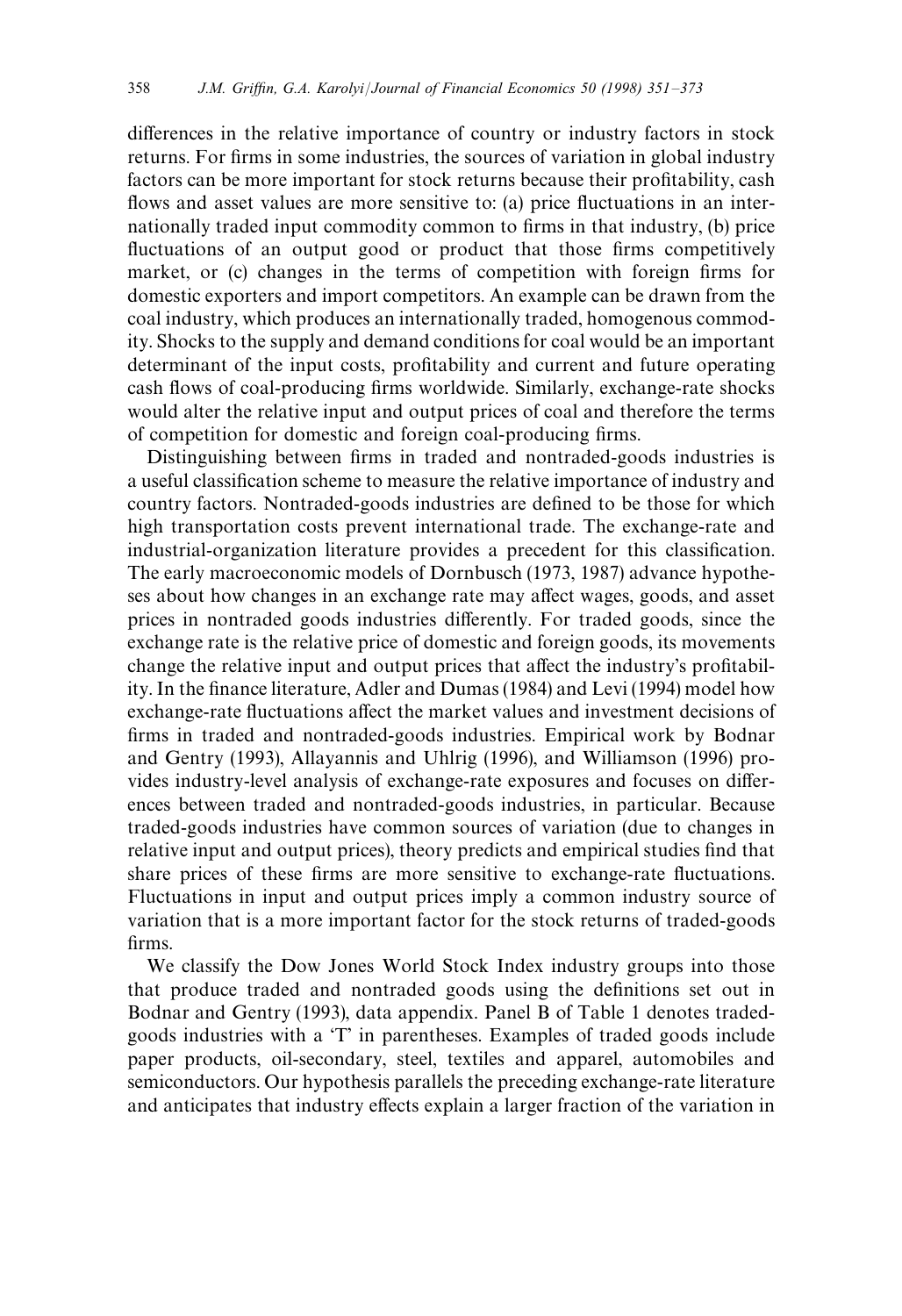differences in the relative importance of country or industry factors in stock returns. For firms in some industries, the sources of variation in global industry factors can be more important for stock returns because their profitability, cash flows and asset values are more sensitive to: (a) price fluctuations in an internationally traded input commodity common to firms in that industry, (b) price fluctuations of an output good or product that those firms competitively market, or (c) changes in the terms of competition with foreign firms for domestic exporters and import competitors. An example can be drawn from the coal industry, which produces an internationally traded, homogenous commodity. Shocks to the supply and demand conditions for coal would be an important determinant of the input costs, profitability and current and future operating cash flows of coal-producing firms worldwide. Similarly, exchange-rate shocks would alter the relative input and output prices of coal and therefore the terms of competition for domestic and foreign coal-producing firms.

Distinguishing between firms in traded and nontraded-goods industries is a useful classification scheme to measure the relative importance of industry and country factors. Nontraded-goods industries are defined to be those for which high transportation costs prevent international trade. The exchange-rate and industrial-organization literature provides a precedent for this classification. The early macroeconomic models of Dornbusch (1973, 1987) advance hypotheses about how changes in an exchange rate may affect wages, goods, and asset prices in nontraded goods industries differently. For traded goods, since the exchange rate is the relative price of domestic and foreign goods, its movements change the relative input and output prices that affect the industry's profitability. In the finance literature, Adler and Dumas (1984) and Levi (1994) model how exchange-rate fluctuations affect the market values and investment decisions of firms in traded and nontraded-goods industries. Empirical work by Bodnar and Gentry (1993), Allayannis and Uhlrig (1996), and Williamson (1996) provides industry-level analysis of exchange-rate exposures and focuses on differences between traded and nontraded-goods industries, in particular. Because traded-goods industries have common sources of variation (due to changes in relative input and output prices), theory predicts and empirical studies find that share prices of these firms are more sensitive to exchange-rate fluctuations. Fluctuations in input and output prices imply a common industry source of variation that is a more important factor for the stock returns of traded-goods firms.

We classify the Dow Jones World Stock Index industry groups into those that produce traded and nontraded goods using the definitions set out in Bodnar and Gentry (1993), data appendix. Panel B of Table 1 denotes traded-goods industries with a 'T' in parentheses. Examples of traded goods include paper products, oil-secondary, steel, textiles and apparel, automobiles and semiconductors. Our hypothesis parallels the preceding exchange-rate literature and anticipates that industry effects explain a larger fraction of the variation in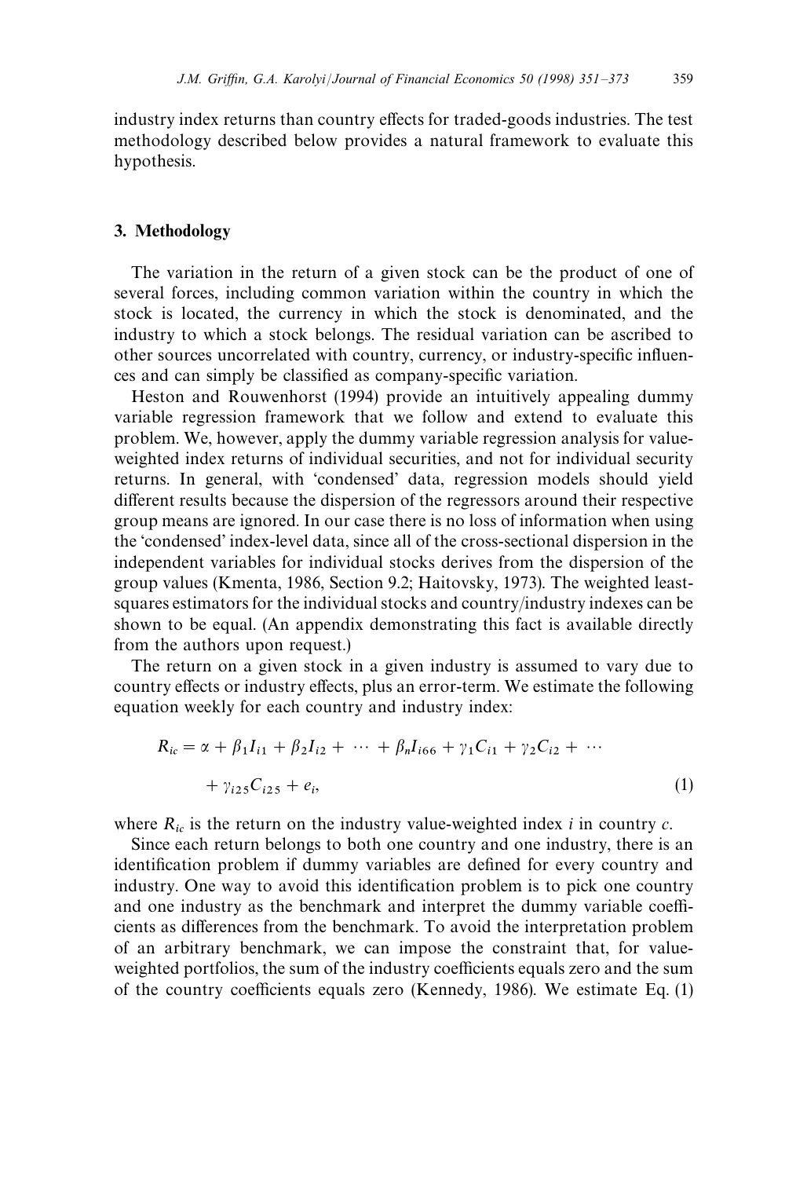industry index returns than country effects for traded-goods industries. The test methodology described below provides a natural framework to evaluate this hypothesis.

## 3. Methodology

The variation in the return of a given stock can be the product of one of several forces, including common variation within the country in which the stock is located, the currency in which the stock is denominated, and the industry to which a stock belongs. The residual variation can be ascribed to other sources uncorrelated with country, currency, or industry-specific influences and can simply be classified as company-specific variation.

Heston and Rouwenhorst (1994) provide an intuitively appealing dummy variable regression framework that we follow and extend to evaluate this problem. We, however, apply the dummy variable regression analysis for value-weighted index returns of individual securities, and not for individual security returns. In general, with 'condensed' data, regression models should yield different results because the dispersion of the regressors around their respective group means are ignored. In our case there is no loss of information when using the 'condensed' index-level data, since all of the cross-sectional dispersion in the independent variables for individual stocks derives from the dispersion of the group values (Kmenta, 1986, Section 9.2; Haitovsky, 1973). The weighted least-squares estimators for the individual stocks and country/industry indexes can be shown to be equal. (An appendix demonstrating this fact is available directly from the authors upon request.)

The return on a given stock in a given industry is assumed to vary due to country effects or industry effects, plus an error-term. We estimate the following equation weekly for each country and industry index:

$$R_{ic} = \alpha + \beta_1 I_{i1} + \beta_2 I_{i2} + \cdots + \beta_n I_{i66} + \gamma_1 C_{i1} + \gamma_2 C_{i2} + \cdots + \gamma_{i25} C_{i25} + e_i, \tag{1}$$

where $R_{ic}$ is the return on the industry value-weighted index $i$ in country $c$.

Since each return belongs to both one country and one industry, there is an identification problem if dummy variables are defined for every country and industry. One way to avoid this identification problem is to pick one country and one industry as the benchmark and interpret the dummy variable coefficients as differences from the benchmark. To avoid the interpretation problem of an arbitrary benchmark, we can impose the constraint that, for value-weighted portfolios, the sum of the industry coefficients equals zero and the sum of the country coefficients equals zero (Kennedy, 1986). We estimate Eq. (1)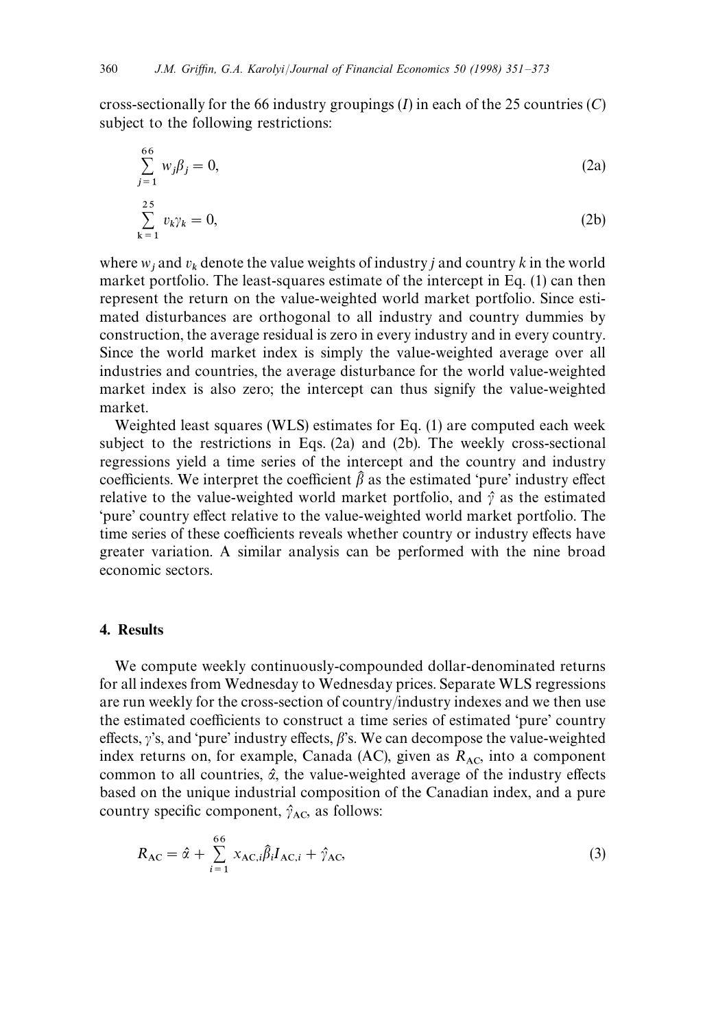cross-sectionally for the 66 industry groupings ($I$) in each of the 25 countries ($C$) subject to the following restrictions:

$$\sum_{j=1}^{66} w_j \beta_j = 0, \tag{2a}$$

$$\sum_{k=1}^{25} v_k \gamma_k = 0, \tag{2b}$$

where $w_j$ and $v_k$ denote the value weights of industry $j$ and country $k$ in the world market portfolio. The least-squares estimate of the intercept in Eq. (1) can then represent the return on the value-weighted world market portfolio. Since estimated disturbances are orthogonal to all industry and country dummies by construction, the average residual is zero in every industry and in every country. Since the world market index is simply the value-weighted average over all industries and countries, the average disturbance for the world value-weighted market index is also zero; the intercept can thus signify the value-weighted market.

Weighted least squares (WLS) estimates for Eq. (1) are computed each week subject to the restrictions in Eqs. (2a) and (2b). The weekly cross-sectional regressions yield a time series of the intercept and the country and industry coefficients. We interpret the coefficient $\hat{\beta}$ as the estimated 'pure' industry effect relative to the value-weighted world market portfolio, and $\hat{\gamma}$ as the estimated 'pure' country effect relative to the value-weighted world market portfolio. The time series of these coefficients reveals whether country or industry effects have greater variation. A similar analysis can be performed with the nine broad economic sectors.

## 4. Results

We compute weekly continuously-compounded dollar-denominated returns for all indexes from Wednesday to Wednesday prices. Separate WLS regressions are run weekly for the cross-section of country/industry indexes and we then use the estimated coefficients to construct a time series of estimated 'pure' country effects, $\gamma$'s, and 'pure' industry effects, $\beta$'s. We can decompose the value-weighted index returns on, for example, Canada (AC), given as $R_{\text{AC}}$, into a component common to all countries, $\hat{\alpha}$, the value-weighted average of the industry effects based on the unique industrial composition of the Canadian index, and a pure country specific component, $\hat{\gamma}_{\text{AC}}$, as follows:

$$R_{\text{AC}} = \hat{\alpha} + \sum_{i=1}^{66} x_{\text{AC},i} \hat{\beta}_i I_{\text{AC},i} + \hat{\gamma}_{\text{AC}}, \tag{3}$$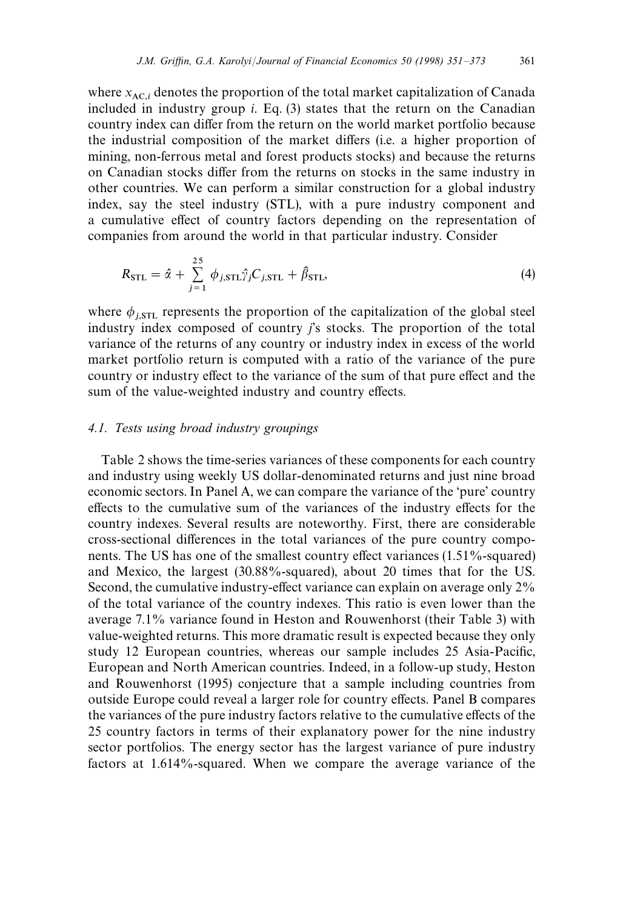where $x_{AC,i}$ denotes the proportion of the total market capitalization of Canada included in industry group $i$. Eq. (3) states that the return on the Canadian country index can differ from the return on the world market portfolio because the industrial composition of the market differs (i.e. a higher proportion of mining, non-ferrous metal and forest products stocks) and because the returns on Canadian stocks differ from the returns on stocks in the same industry in other countries. We can perform a similar construction for a global industry index, say the steel industry (STL), with a pure industry component and a cumulative effect of country factors depending on the representation of companies from around the world in that particular industry. Consider

$$R_{\mathrm{STL}} = \hat{\alpha} + \sum_{j=1}^{25} \phi_{j,\mathrm{STL}} \hat{\gamma}_j C_{j,\mathrm{STL}} + \hat{\beta}_{\mathrm{STL}}, \tag{4}$$

where $\phi_{j,\mathrm{STL}}$ represents the proportion of the capitalization of the global steel industry index composed of country $j$'s stocks. The proportion of the total variance of the returns of any country or industry index in excess of the world market portfolio return is computed with a ratio of the variance of the pure country or industry effect to the variance of the sum of that pure effect and the sum of the value-weighted industry and country effects.

### 4.1. *Tests using broad industry groupings*

Table 2 shows the time-series variances of these components for each country and industry using weekly US dollar-denominated returns and just nine broad economic sectors. In Panel A, we can compare the variance of the 'pure' country effects to the cumulative sum of the variances of the industry effects for the country indexes. Several results are noteworthy. First, there are considerable cross-sectional differences in the total variances of the pure country components. The US has one of the smallest country effect variances (1.51%-squared) and Mexico, the largest (30.88%-squared), about 20 times that for the US. Second, the cumulative industry-effect variance can explain on average only 2% of the total variance of the country indexes. This ratio is even lower than the average 7.1% variance found in Heston and Rouwenhorst (their Table 3) with value-weighted returns. This more dramatic result is expected because they only study 12 European countries, whereas our sample includes 25 Asia-Pacific, European and North American countries. Indeed, in a follow-up study, Heston and Rouwenhorst (1995) conjecture that a sample including countries from outside Europe could reveal a larger role for country effects. Panel B compares the variances of the pure industry factors relative to the cumulative effects of the 25 country factors in terms of their explanatory power for the nine industry sector portfolios. The energy sector has the largest variance of pure industry factors at 1.614%-squared. When we compare the average variance of the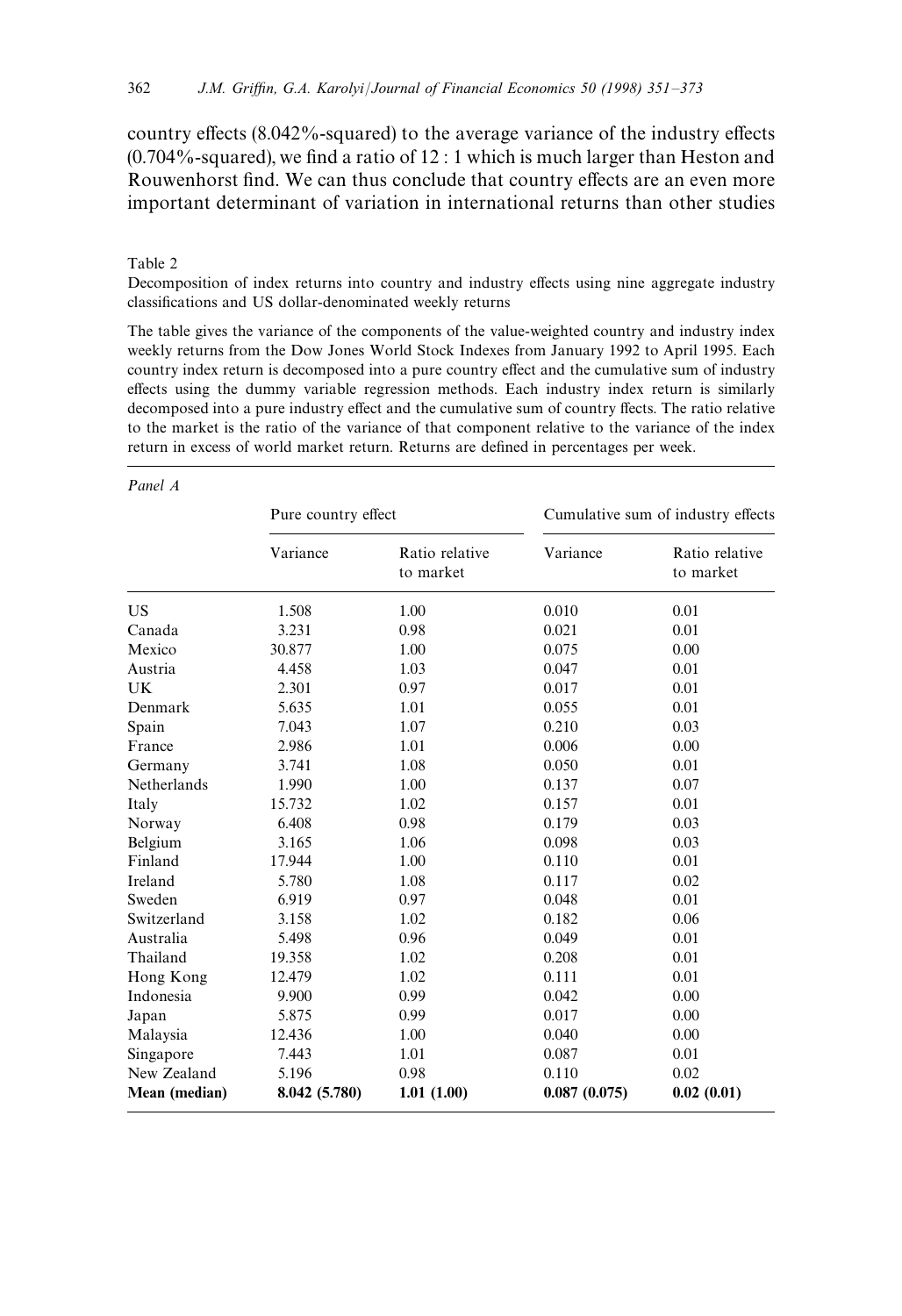country effects (8.042%-squared) to the average variance of the industry effects (0.704%-squared), we find a ratio of 12 : 1 which is much larger than Heston and Rouwenhorst find. We can thus conclude that country effects are an even more important determinant of variation in international returns than other studies

Table 2

Decomposition of index returns into country and industry effects using nine aggregate industry classifications and US dollar-denominated weekly returns

The table gives the variance of the components of the value-weighted country and industry index weekly returns from the Dow Jones World Stock Indexes from January 1992 to April 1995. Each country index return is decomposed into a pure country effect and the cumulative sum of industry effects using the dummy variable regression methods. Each industry index return is similarly decomposed into a pure industry effect and the cumulative sum of country ffects. The ratio relative to the market is the ratio of the variance of that component relative to the variance of the index return in excess of world market return. Returns are defined in percentages per week.

*Panel A*

| | Pure country effect | | Cumulative sum of industry effects | |
|---|---|---|---|---|
| | Variance | Ratio relative to market | Variance | Ratio relative to market |
| US | 1.508 | 1.00 | 0.010 | 0.01 |
| Canada | 3.231 | 0.98 | 0.021 | 0.01 |
| Mexico | 30.877 | 1.00 | 0.075 | 0.00 |
| Austria | 4.458 | 1.03 | 0.047 | 0.01 |
| UK | 2.301 | 0.97 | 0.017 | 0.01 |
| Denmark | 5.635 | 1.01 | 0.055 | 0.01 |
| Spain | 7.043 | 1.07 | 0.210 | 0.03 |
| France | 2.986 | 1.01 | 0.006 | 0.00 |
| Germany | 3.741 | 1.08 | 0.050 | 0.01 |
| Netherlands | 1.990 | 1.00 | 0.137 | 0.07 |
| Italy | 15.732 | 1.02 | 0.157 | 0.01 |
| Norway | 6.408 | 0.98 | 0.179 | 0.03 |
| Belgium | 3.165 | 1.06 | 0.098 | 0.03 |
| Finland | 17.944 | 1.00 | 0.110 | 0.01 |
| Ireland | 5.780 | 1.08 | 0.117 | 0.02 |
| Sweden | 6.919 | 0.97 | 0.048 | 0.01 |
| Switzerland | 3.158 | 1.02 | 0.182 | 0.06 |
| Australia | 5.498 | 0.96 | 0.049 | 0.01 |
| Thailand | 19.358 | 1.02 | 0.208 | 0.01 |
| Hong Kong | 12.479 | 1.02 | 0.111 | 0.01 |
| Indonesia | 9.900 | 0.99 | 0.042 | 0.00 |
| Japan | 5.875 | 0.99 | 0.017 | 0.00 |
| Malaysia | 12.436 | 1.00 | 0.040 | 0.00 |
| Singapore | 7.443 | 1.01 | 0.087 | 0.01 |
| New Zealand | 5.196 | 0.98 | 0.110 | 0.02 |
| **Mean (median)** | **8.042 (5.780)** | **1.01 (1.00)** | **0.087 (0.075)** | **0.02 (0.01)** |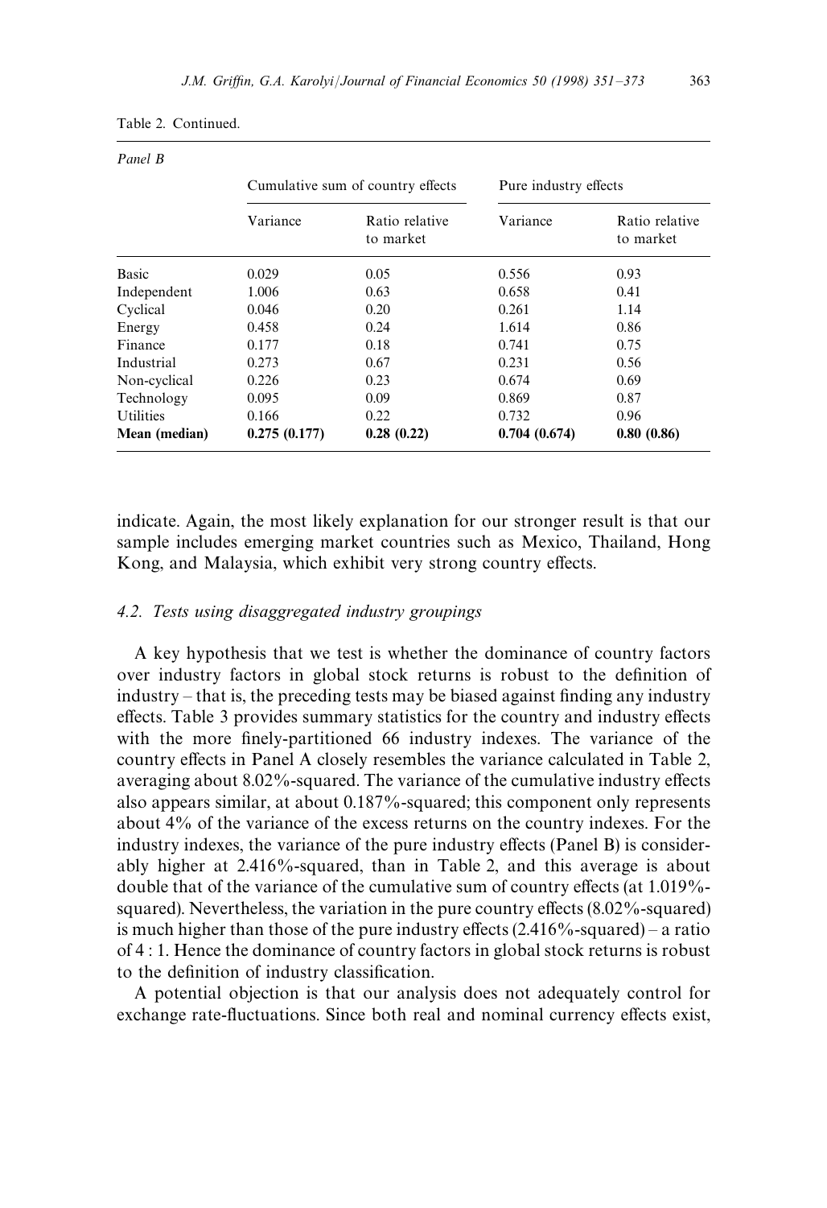Table 2. Continued.

*Panel B*

| | Cumulative sum of country effects | | Pure industry effects | |
|---|---|---|---|---|
| | Variance | Ratio relative to market | Variance | Ratio relative to market |
| Basic | 0.029 | 0.05 | 0.556 | 0.93 |
| Independent | 1.006 | 0.63 | 0.658 | 0.41 |
| Cyclical | 0.046 | 0.20 | 0.261 | 1.14 |
| Energy | 0.458 | 0.24 | 1.614 | 0.86 |
| Finance | 0.177 | 0.18 | 0.741 | 0.75 |
| Industrial | 0.273 | 0.67 | 0.231 | 0.56 |
| Non-cyclical | 0.226 | 0.23 | 0.674 | 0.69 |
| Technology | 0.095 | 0.09 | 0.869 | 0.87 |
| Utilities | 0.166 | 0.22 | 0.732 | 0.96 |
| **Mean (median)** | **0.275 (0.177)** | **0.28 (0.22)** | **0.704 (0.674)** | **0.80 (0.86)** |

indicate. Again, the most likely explanation for our stronger result is that our sample includes emerging market countries such as Mexico, Thailand, Hong Kong, and Malaysia, which exhibit very strong country effects.

### *4.2. Tests using disaggregated industry groupings*

A key hypothesis that we test is whether the dominance of country factors over industry factors in global stock returns is robust to the definition of industry – that is, the preceding tests may be biased against finding any industry effects. Table 3 provides summary statistics for the country and industry effects with the more finely-partitioned 66 industry indexes. The variance of the country effects in Panel A closely resembles the variance calculated in Table 2, averaging about 8.02%-squared. The variance of the cumulative industry effects also appears similar, at about 0.187%-squared; this component only represents about 4% of the variance of the excess returns on the country indexes. For the industry indexes, the variance of the pure industry effects (Panel B) is considerably higher at 2.416%-squared, than in Table 2, and this average is about double that of the variance of the cumulative sum of country effects (at 1.019%-squared). Nevertheless, the variation in the pure country effects (8.02%-squared) is much higher than those of the pure industry effects (2.416%-squared) – a ratio of 4 : 1. Hence the dominance of country factors in global stock returns is robust to the definition of industry classification.

A potential objection is that our analysis does not adequately control for exchange rate-fluctuations. Since both real and nominal currency effects exist,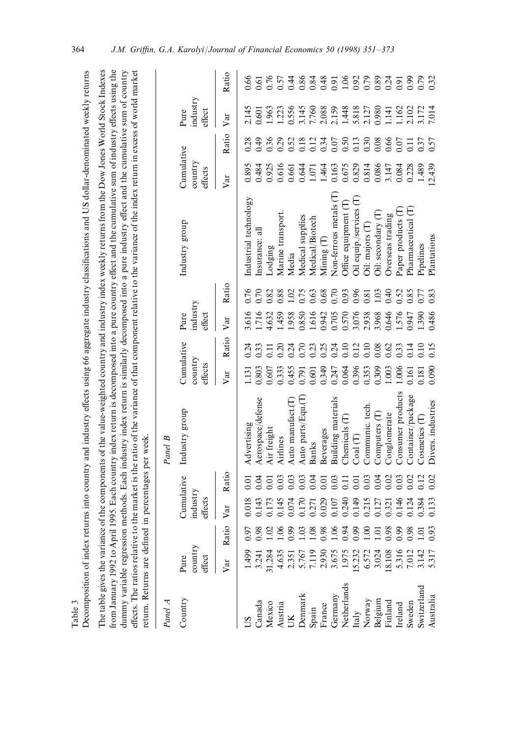Table 3

Decomposition of index returns into country and industry effects using 66 aggregate industry classifications and US dollar-denominated weekly returns

The table gives the variance of the components of the value-weighted country and industry index weekly returns from the Dow Jones World Stock Indexes from January 1992 to April 1995. Each country index return is decomposed into a pure country effect and the cumulative sum of industry effects using the dummy variable regression methods. Each industry index return is similarly decomposed into a pure industry effect and the cumulative sum of country effects. The ratios relative to the market is the ratio of the variance of that component relative to the variance of the index return in excess of world market return. Returns are defined in percentages per week.

Panel A

| Country | Pure country effect | | Cumulative industry effects | |
|---|---|---|---|---|
| | Var | Ratio | Var | Ratio |
| US | 1.499 | 0.97 | 0.018 | 0.01 |
| Canada | 3.241 | 0.98 | 0.143 | 0.04 |
| Mexico | 31.284 | 1.02 | 0.173 | 0.01 |
| Austria | 4.635 | 1.06 | 0.145 | 0.03 |
| UK | 2.351 | 0.99 | 0.074 | 0.03 |
| Denmark | 5.767 | 1.03 | 0.170 | 0.03 |
| Spain | 7.119 | 1.08 | 0.271 | 0.04 |
| France | 2.930 | 0.98 | 0.029 | 0.01 |
| Germany | 3.675 | 1.06 | 0.107 | 0.03 |
| Netherlands | 1.975 | 0.94 | 0.240 | 0.11 |
| Italy | 15.232 | 0.99 | 0.149 | 0.01 |
| Norway | 6.572 | 1.00 | 0.215 | 0.03 |
| Belgium | 3.024 | 1.01 | 0.127 | 0.04 |
| Finland | 18.108 | 0.98 | 0.321 | 0.02 |
| Ireland | 5.316 | 0.99 | 0.146 | 0.03 |
| Sweden | 7.012 | 0.98 | 0.124 | 0.02 |
| Switzerland | 3.142 | 1.01 | 0.384 | 0.12 |
| Australia | 5.317 | 0.93 | 0.133 | 0.02 |

Panel B

| Industry group | Cumulative country effects | | Pure industry effect | | Industry group | Cumulative country effects | | Pure industry effect | |
|---|---|---|---|---|---|---|---|---|---|
| | Var | Ratio | Var | Ratio | | Var | Ratio | Var | Ratio |
| Advertising | 1.131 | 0.24 | 3.616 | 0.76 | Industrial technology | 0.895 | 0.28 | 2.145 | 0.66 |
| Aerospace/defense | 0.803 | 0.33 | 1.716 | 0.70 | Insurance: all | 0.484 | 0.49 | 0.601 | 0.61 |
| Air freight | 0.607 | 0.11 | 4.632 | 0.82 | Lodging | 0.925 | 0.36 | 1.963 | 0.76 |
| Airlines | 0.333 | 0.20 | 1.459 | 0.88 | Marine transport. | 0.616 | 0.29 | 1.223 | 0.57 |
| Auto manufact.(T) | 0.455 | 0.24 | 1.958 | 1.02 | Media | 0.661 | 0.52 | 0.556 | 0.44 |
| Auto parts/Equ.(T) | 0.791 | 0.70 | 0.850 | 0.75 | Medical supplies | 0.644 | 0.18 | 3.145 | 0.86 |
| Banks | 0.601 | 0.23 | 1.616 | 0.63 | Medical/Biotech | 1.071 | 0.12 | 7.760 | 0.84 |
| Beverages | 0.349 | 0.25 | 0.942 | 0.68 | Mining (T) | 1.464 | 0.34 | 2.088 | 0.48 |
| Building materials | 0.247 | 0.24 | 0.705 | 0.70 | Non-ferrous metals (T) | 0.163 | 0.07 | 2.159 | 0.91 |
| Chemicals (T) | 0.064 | 0.10 | 0.570 | 0.93 | Office equipment (T) | 0.675 | 0.50 | 1.448 | 1.06 |
| Coal (T) | 0.396 | 0.12 | 3.076 | 0.96 | Oil equip./services (T) | 0.829 | 0.13 | 5.818 | 0.92 |
| Communic. tech. | 0.353 | 0.10 | 2.938 | 0.81 | Oil: majors (T) | 0.814 | 0.30 | 2.127 | 0.79 |
| Computers (T) | 0.309 | 0.08 | 3.968 | 1.03 | Oil: secondary (T) | 0.086 | 0.08 | 0.980 | 0.89 |
| Conglomerate | 1.003 | 0.62 | 0.646 | 0.40 | Overseas trading | 3.147 | 0.66 | 1.141 | 0.24 |
| Consumer products | 1.006 | 0.33 | 1.576 | 0.52 | Paper products (T) | 0.084 | 0.07 | 1.162 | 0.91 |
| Container/package | 0.161 | 0.14 | 0.947 | 0.85 | Pharmaceutical (T) | 0.228 | 0.11 | 2.102 | 0.99 |
| Cosmetics (T) | 0.181 | 0.10 | 1.390 | 0.77 | Pipelines | 1.489 | 0.37 | 3.172 | 0.79 |
| Divers. industries | 0.090 | 0.15 | 0.486 | 0.83 | Plantations | 12.439 | 0.57 | 7.014 | 0.32 |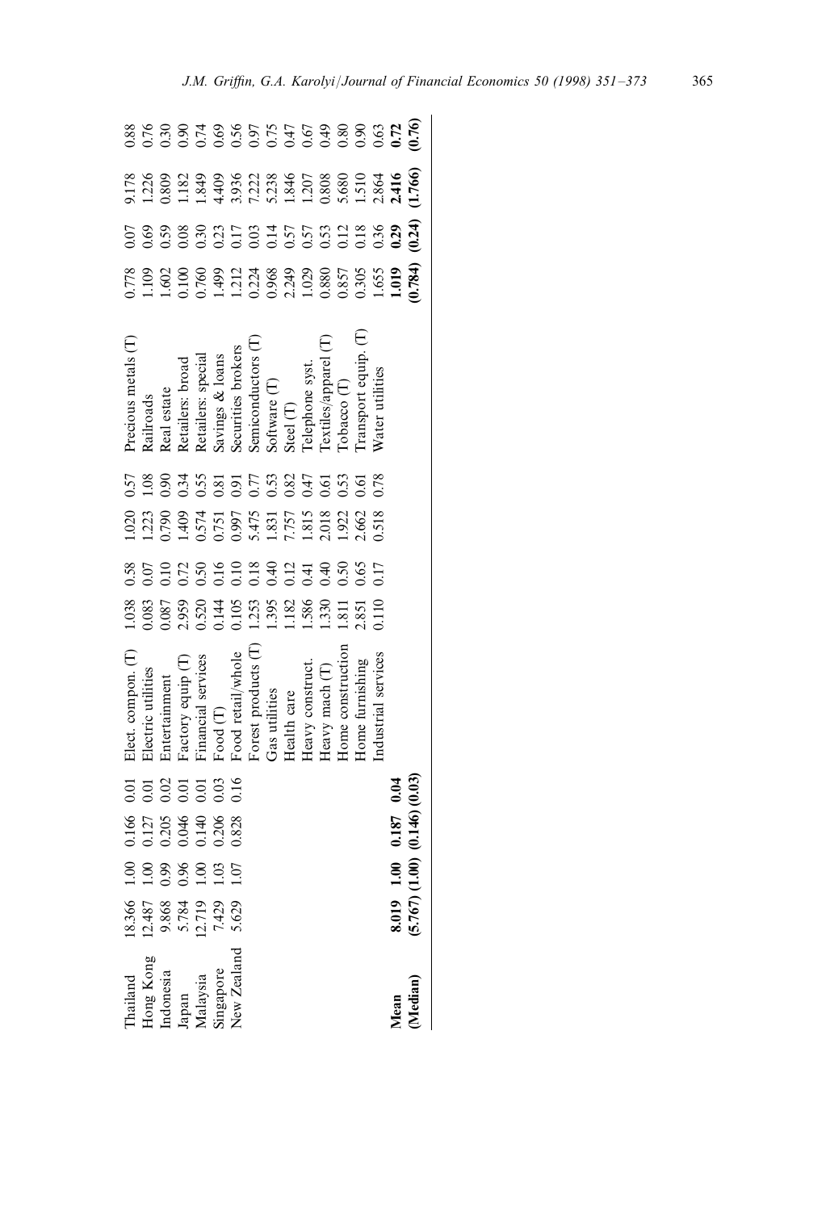| | | | | | | | | | | | | | | |
|---|---|---|---|---|---|---|---|---|---|---|---|---|---|---|
| Thailand | 18.366 | 1.00 | 0.166 | 0.01 | Elect. compon. (T) | 1.038 | 0.58 | 1.020 | 0.57 | Precious metals (T) | 0.778 | 0.07 | 9.178 | 0.88 |
| Hong Kong | 12.487 | 1.00 | 0.127 | 0.01 | Electric utilities | 0.083 | 0.07 | 1.223 | 1.08 | Railroads | 1.109 | 0.69 | 1.226 | 0.76 |
| Indonesia | 9.868 | 0.99 | 0.205 | 0.02 | Entertainment | 0.087 | 0.10 | 0.790 | 0.90 | Real estate | 1.602 | 0.59 | 0.809 | 0.30 |
| Japan | 5.784 | 0.96 | 0.046 | 0.01 | Factory equip (T) | 2.959 | 0.72 | 1.409 | 0.34 | Retailers: broad | 0.100 | 0.08 | 1.182 | 0.90 |
| Malaysia | 12.719 | 1.00 | 0.140 | 0.01 | Financial services | 0.520 | 0.50 | 0.574 | 0.55 | Retailers: special | 0.760 | 0.30 | 1.849 | 0.74 |
| Singapore | 7.429 | 1.03 | 0.206 | 0.03 | Food (T) | 0.144 | 0.16 | 0.751 | 0.81 | Savings & loans | 1.499 | 0.23 | 4.409 | 0.69 |
| New Zealand | 5.629 | 1.07 | 0.828 | 0.16 | Food retail/whole | 0.105 | 0.10 | 0.997 | 0.91 | Securities brokers | 1.212 | 0.17 | 3.936 | 0.56 |
| | | | | | Forest products (T) | 1.253 | 0.18 | 5.475 | 0.77 | Semiconductors (T) | 0.224 | 0.03 | 7.222 | 0.97 |
| | | | | | Gas utilities | 1.395 | 0.40 | 1.831 | 0.53 | Software (T) | 0.968 | 0.14 | 5.238 | 0.75 |
| | | | | | Health care | 1.182 | 0.12 | 7.757 | 0.82 | Steel (T) | 2.249 | 0.57 | 1.846 | 0.47 |
| | | | | | Heavy construct. | 1.586 | 0.41 | 1.815 | 0.47 | Telephone syst. | 1.029 | 0.57 | 1.207 | 0.67 |
| | | | | | Heavy mach (T) | 1.330 | 0.40 | 2.018 | 0.61 | Textiles/apparel (T) | 0.880 | 0.53 | 0.808 | 0.49 |
| | | | | | Home construction | 1.811 | 0.50 | 1.922 | 0.53 | Tobacco (T) | 0.857 | 0.12 | 5.680 | 0.80 |
| | | | | | Home furnishing | 2.851 | 0.65 | 2.662 | 0.61 | Transport equip. (T) | 0.305 | 0.18 | 1.510 | 0.90 |
| | | | | | Industrial services | 0.110 | 0.17 | 0.518 | 0.78 | Water utilities | 1.655 | 0.36 | 2.864 | 0.63 |
| **Mean** | **8.019** | **1.00** | **0.187** | **0.04** | | | | | | | **1.019** | **0.29** | **2.416** | **0.72** |
| **(Median)** | **(5.767)** | **(1.00)** | **(0.146)** | **(0.03)** | | | | | | | **(0.784)** | **(0.24)** | **(1.766)** | **(0.76)** |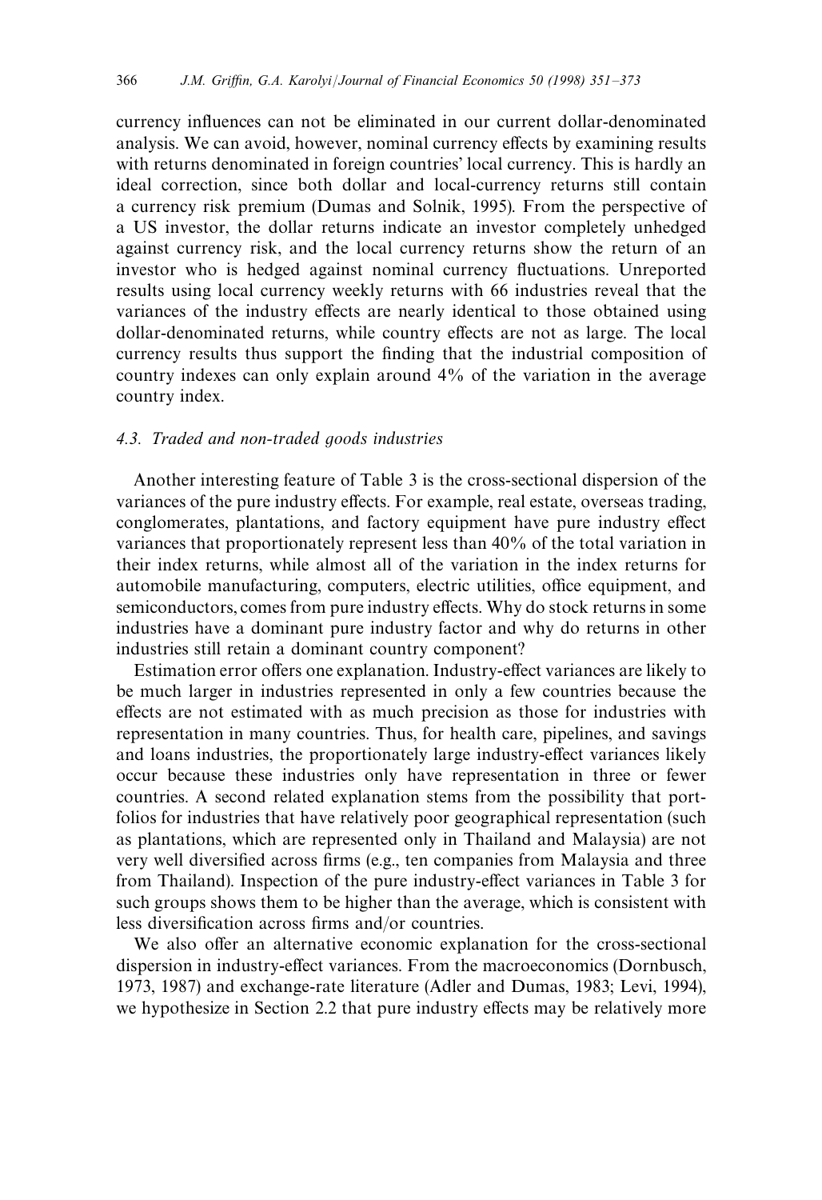currency influences can not be eliminated in our current dollar-denominated analysis. We can avoid, however, nominal currency effects by examining results with returns denominated in foreign countries' local currency. This is hardly an ideal correction, since both dollar and local-currency returns still contain a currency risk premium (Dumas and Solnik, 1995). From the perspective of a US investor, the dollar returns indicate an investor completely unhedged against currency risk, and the local currency returns show the return of an investor who is hedged against nominal currency fluctuations. Unreported results using local currency weekly returns with 66 industries reveal that the variances of the industry effects are nearly identical to those obtained using dollar-denominated returns, while country effects are not as large. The local currency results thus support the finding that the industrial composition of country indexes can only explain around 4% of the variation in the average country index.

### 4.3. Traded and non-traded goods industries

Another interesting feature of Table 3 is the cross-sectional dispersion of the variances of the pure industry effects. For example, real estate, overseas trading, conglomerates, plantations, and factory equipment have pure industry effect variances that proportionately represent less than 40% of the total variation in their index returns, while almost all of the variation in the index returns for automobile manufacturing, computers, electric utilities, office equipment, and semiconductors, comes from pure industry effects. Why do stock returns in some industries have a dominant pure industry factor and why do returns in other industries still retain a dominant country component?

Estimation error offers one explanation. Industry-effect variances are likely to be much larger in industries represented in only a few countries because the effects are not estimated with as much precision as those for industries with representation in many countries. Thus, for health care, pipelines, and savings and loans industries, the proportionately large industry-effect variances likely occur because these industries only have representation in three or fewer countries. A second related explanation stems from the possibility that portfolios for industries that have relatively poor geographical representation (such as plantations, which are represented only in Thailand and Malaysia) are not very well diversified across firms (e.g., ten companies from Malaysia and three from Thailand). Inspection of the pure industry-effect variances in Table 3 for such groups shows them to be higher than the average, which is consistent with less diversification across firms and/or countries.

We also offer an alternative economic explanation for the cross-sectional dispersion in industry-effect variances. From the macroeconomics (Dornbusch, 1973, 1987) and exchange-rate literature (Adler and Dumas, 1983; Levi, 1994), we hypothesize in Section 2.2 that pure industry effects may be relatively more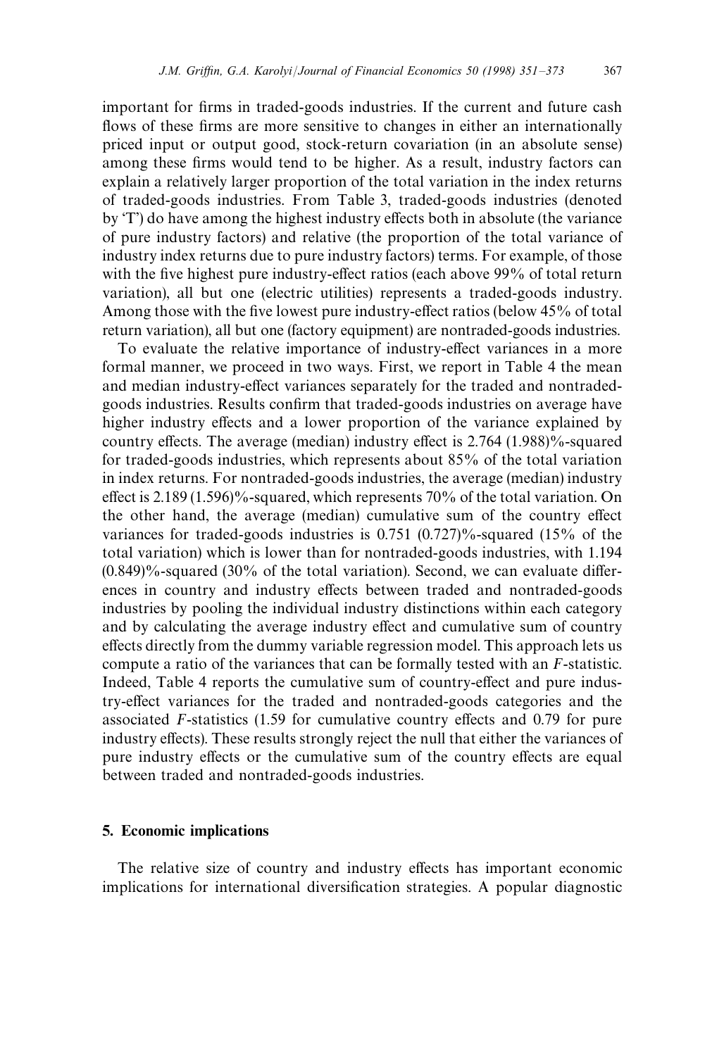important for firms in traded-goods industries. If the current and future cash flows of these firms are more sensitive to changes in either an internationally priced input or output good, stock-return covariation (in an absolute sense) among these firms would tend to be higher. As a result, industry factors can explain a relatively larger proportion of the total variation in the index returns of traded-goods industries. From Table 3, traded-goods industries (denoted by 'T') do have among the highest industry effects both in absolute (the variance of pure industry factors) and relative (the proportion of the total variance of industry index returns due to pure industry factors) terms. For example, of those with the five highest pure industry-effect ratios (each above 99% of total return variation), all but one (electric utilities) represents a traded-goods industry. Among those with the five lowest pure industry-effect ratios (below 45% of total return variation), all but one (factory equipment) are nontraded-goods industries.

To evaluate the relative importance of industry-effect variances in a more formal manner, we proceed in two ways. First, we report in Table 4 the mean and median industry-effect variances separately for the traded and nontraded-goods industries. Results confirm that traded-goods industries on average have higher industry effects and a lower proportion of the variance explained by country effects. The average (median) industry effect is 2.764 (1.988)%-squared for traded-goods industries, which represents about 85% of the total variation in index returns. For nontraded-goods industries, the average (median) industry effect is 2.189 (1.596)%-squared, which represents 70% of the total variation. On the other hand, the average (median) cumulative sum of the country effect variances for traded-goods industries is 0.751 (0.727)%-squared (15% of the total variation) which is lower than for nontraded-goods industries, with 1.194 (0.849)%-squared (30% of the total variation). Second, we can evaluate differences in country and industry effects between traded and nontraded-goods industries by pooling the individual industry distinctions within each category and by calculating the average industry effect and cumulative sum of country effects directly from the dummy variable regression model. This approach lets us compute a ratio of the variances that can be formally tested with an $F$-statistic. Indeed, Table 4 reports the cumulative sum of country-effect and pure industry-effect variances for the traded and nontraded-goods categories and the associated $F$-statistics (1.59 for cumulative country effects and 0.79 for pure industry effects). These results strongly reject the null that either the variances of pure industry effects or the cumulative sum of the country effects are equal between traded and nontraded-goods industries.

## 5. Economic implications

The relative size of country and industry effects has important economic implications for international diversification strategies. A popular diagnostic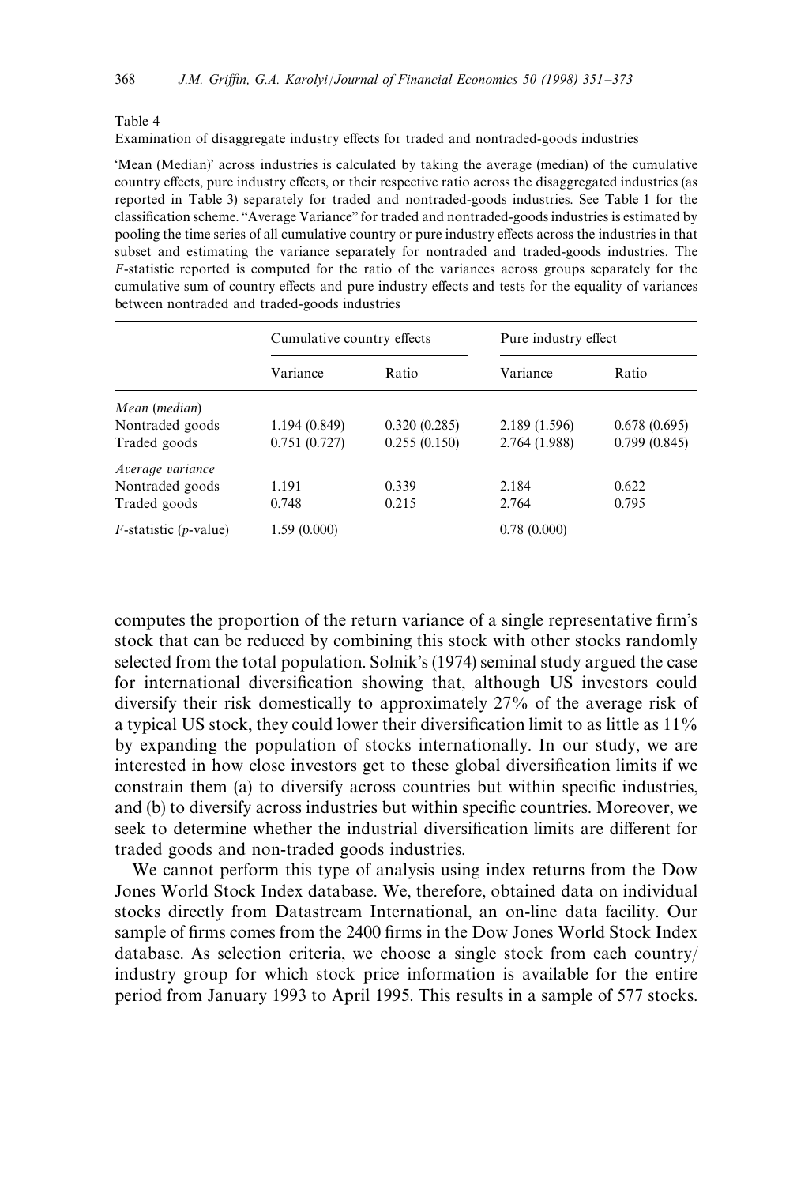Table 4

Examination of disaggregate industry effects for traded and nontraded-goods industries

'Mean (Median)' across industries is calculated by taking the average (median) of the cumulative country effects, pure industry effects, or their respective ratio across the disaggregated industries (as reported in Table 3) separately for traded and nontraded-goods industries. See Table 1 for the classification scheme. "Average Variance" for traded and nontraded-goods industries is estimated by pooling the time series of all cumulative country or pure industry effects across the industries in that subset and estimating the variance separately for nontraded and traded-goods industries. The $F$-statistic reported is computed for the ratio of the variances across groups separately for the cumulative sum of country effects and pure industry effects and tests for the equality of variances between nontraded and traded-goods industries

| | Cumulative country effects | | Pure industry effect | |
|---|---|---|---|---|
| | Variance | Ratio | Variance | Ratio |
| *Mean* (*median*) | | | | |
| Nontraded goods | 1.194 (0.849) | 0.320 (0.285) | 2.189 (1.596) | 0.678 (0.695) |
| Traded goods | 0.751 (0.727) | 0.255 (0.150) | 2.764 (1.988) | 0.799 (0.845) |
| *Average variance* | | | | |
| Nontraded goods | 1.191 | 0.339 | 2.184 | 0.622 |
| Traded goods | 0.748 | 0.215 | 2.764 | 0.795 |
| $F$-statistic ($p$-value) | 1.59 (0.000) | | 0.78 (0.000) | |

computes the proportion of the return variance of a single representative firm's stock that can be reduced by combining this stock with other stocks randomly selected from the total population. Solnik's (1974) seminal study argued the case for international diversification showing that, although US investors could diversify their risk domestically to approximately 27% of the average risk of a typical US stock, they could lower their diversification limit to as little as 11% by expanding the population of stocks internationally. In our study, we are interested in how close investors get to these global diversification limits if we constrain them (a) to diversify across countries but within specific industries, and (b) to diversify across industries but within specific countries. Moreover, we seek to determine whether the industrial diversification limits are different for traded goods and non-traded goods industries.

We cannot perform this type of analysis using index returns from the Dow Jones World Stock Index database. We, therefore, obtained data on individual stocks directly from Datastream International, an on-line data facility. Our sample of firms comes from the 2400 firms in the Dow Jones World Stock Index database. As selection criteria, we choose a single stock from each country/industry group for which stock price information is available for the entire period from January 1993 to April 1995. This results in a sample of 577 stocks.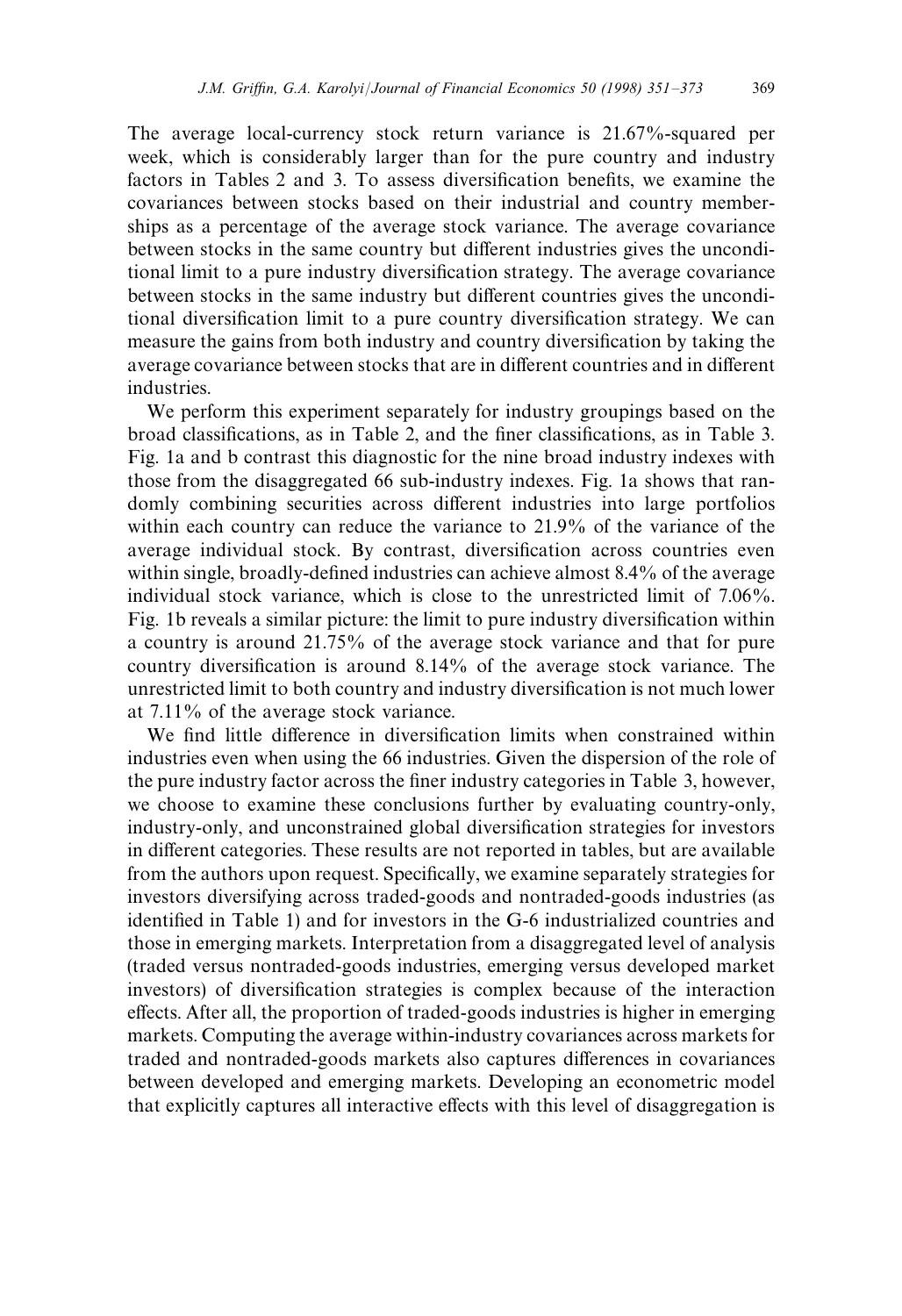The average local-currency stock return variance is 21.67%-squared per week, which is considerably larger than for the pure country and industry factors in Tables 2 and 3. To assess diversification benefits, we examine the covariances between stocks based on their industrial and country memberships as a percentage of the average stock variance. The average covariance between stocks in the same country but different industries gives the unconditional limit to a pure industry diversification strategy. The average covariance between stocks in the same industry but different countries gives the unconditional diversification limit to a pure country diversification strategy. We can measure the gains from both industry and country diversification by taking the average covariance between stocks that are in different countries and in different industries.

We perform this experiment separately for industry groupings based on the broad classifications, as in Table 2, and the finer classifications, as in Table 3. Fig. 1a and b contrast this diagnostic for the nine broad industry indexes with those from the disaggregated 66 sub-industry indexes. Fig. 1a shows that randomly combining securities across different industries into large portfolios within each country can reduce the variance to 21.9% of the variance of the average individual stock. By contrast, diversification across countries even within single, broadly-defined industries can achieve almost 8.4% of the average individual stock variance, which is close to the unrestricted limit of 7.06%. Fig. 1b reveals a similar picture: the limit to pure industry diversification within a country is around 21.75% of the average stock variance and that for pure country diversification is around 8.14% of the average stock variance. The unrestricted limit to both country and industry diversification is not much lower at 7.11% of the average stock variance.

We find little difference in diversification limits when constrained within industries even when using the 66 industries. Given the dispersion of the role of the pure industry factor across the finer industry categories in Table 3, however, we choose to examine these conclusions further by evaluating country-only, industry-only, and unconstrained global diversification strategies for investors in different categories. These results are not reported in tables, but are available from the authors upon request. Specifically, we examine separately strategies for investors diversifying across traded-goods and nontraded-goods industries (as identified in Table 1) and for investors in the G-6 industrialized countries and those in emerging markets. Interpretation from a disaggregated level of analysis (traded versus nontraded-goods industries, emerging versus developed market investors) of diversification strategies is complex because of the interaction effects. After all, the proportion of traded-goods industries is higher in emerging markets. Computing the average within-industry covariances across markets for traded and nontraded-goods markets also captures differences in covariances between developed and emerging markets. Developing an econometric model that explicitly captures all interactive effects with this level of disaggregation is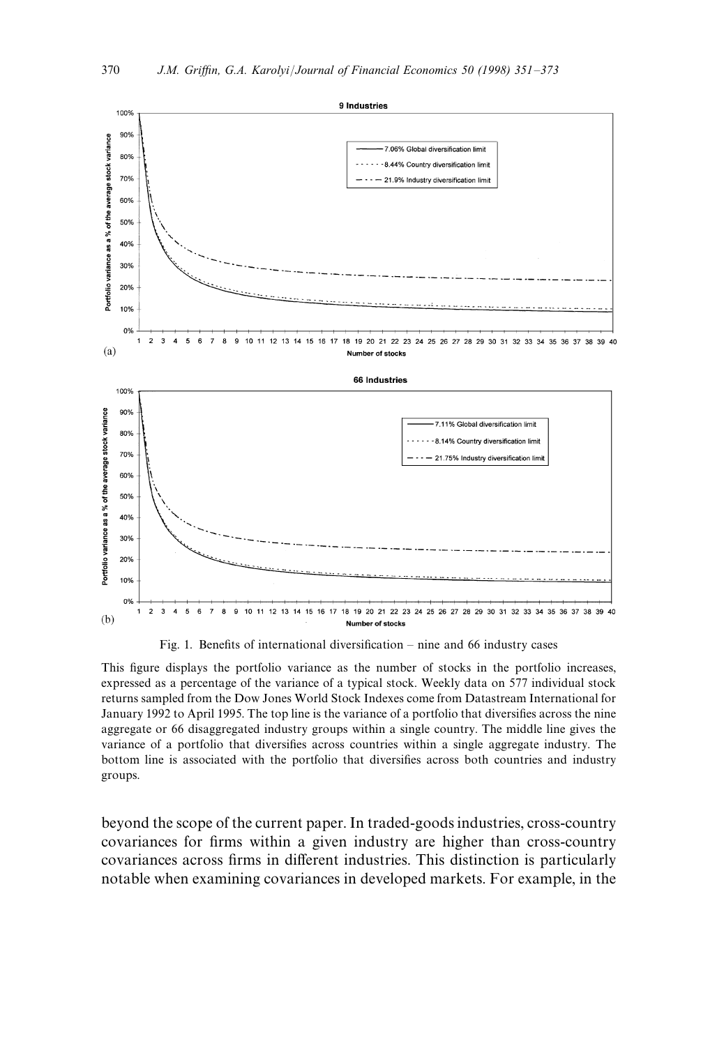Fig. 1. Benefits of international diversification – nine and 66 industry cases

This figure displays the portfolio variance as the number of stocks in the portfolio increases, expressed as a percentage of the variance of a typical stock. Weekly data on 577 individual stock returns sampled from the Dow Jones World Stock Indexes come from Datastream International for January 1992 to April 1995. The top line is the variance of a portfolio that diversifies across the nine aggregate or 66 disaggregated industry groups within a single country. The middle line gives the variance of a portfolio that diversifies across countries within a single aggregate industry. The bottom line is associated with the portfolio that diversifies across both countries and industry groups.

beyond the scope of the current paper. In traded-goods industries, cross-country covariances for firms within a given industry are higher than cross-country covariances across firms in different industries. This distinction is particularly notable when examining covariances in developed markets. For example, in the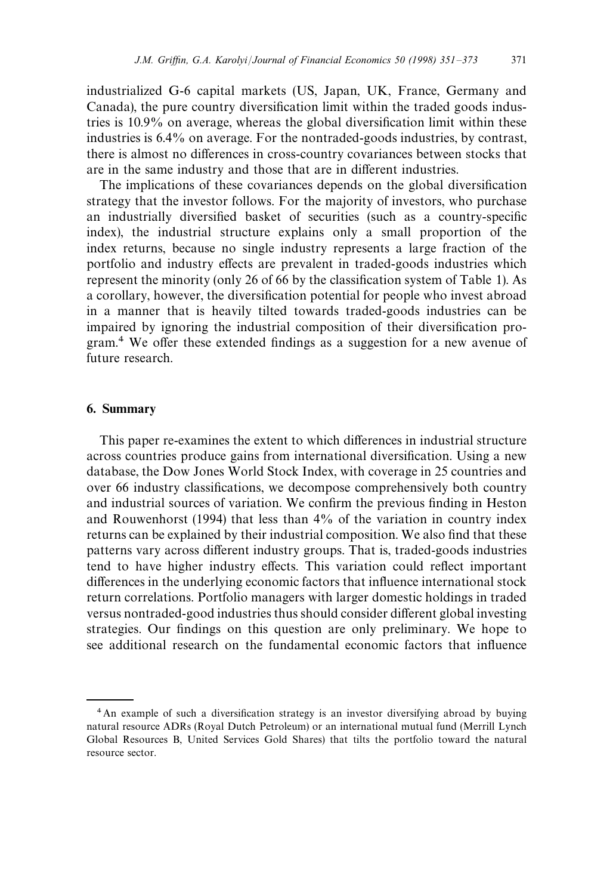industrialized G-6 capital markets (US, Japan, UK, France, Germany and Canada), the pure country diversification limit within the traded goods industries is 10.9% on average, whereas the global diversification limit within these industries is 6.4% on average. For the nontraded-goods industries, by contrast, there is almost no differences in cross-country covariances between stocks that are in the same industry and those that are in different industries.

The implications of these covariances depends on the global diversification strategy that the investor follows. For the majority of investors, who purchase an industrially diversified basket of securities (such as a country-specific index), the industrial structure explains only a small proportion of the index returns, because no single industry represents a large fraction of the portfolio and industry effects are prevalent in traded-goods industries which represent the minority (only 26 of 66 by the classification system of Table 1). As a corollary, however, the diversification potential for people who invest abroad in a manner that is heavily tilted towards traded-goods industries can be impaired by ignoring the industrial composition of their diversification program.[4] We offer these extended findings as a suggestion for a new avenue of future research.

## 6. Summary

This paper re-examines the extent to which differences in industrial structure across countries produce gains from international diversification. Using a new database, the Dow Jones World Stock Index, with coverage in 25 countries and over 66 industry classifications, we decompose comprehensively both country and industrial sources of variation. We confirm the previous finding in Heston and Rouwenhorst (1994) that less than 4% of the variation in country index returns can be explained by their industrial composition. We also find that these patterns vary across different industry groups. That is, traded-goods industries tend to have higher industry effects. This variation could reflect important differences in the underlying economic factors that influence international stock return correlations. Portfolio managers with larger domestic holdings in traded versus nontraded-good industries thus should consider different global investing strategies. Our findings on this question are only preliminary. We hope to see additional research on the fundamental economic factors that influence

[4] An example of such a diversification strategy is an investor diversifying abroad by buying natural resource ADRs (Royal Dutch Petroleum) or an international mutual fund (Merrill Lynch Global Resources B, United Services Gold Shares) that tilts the portfolio toward the natural resource sector.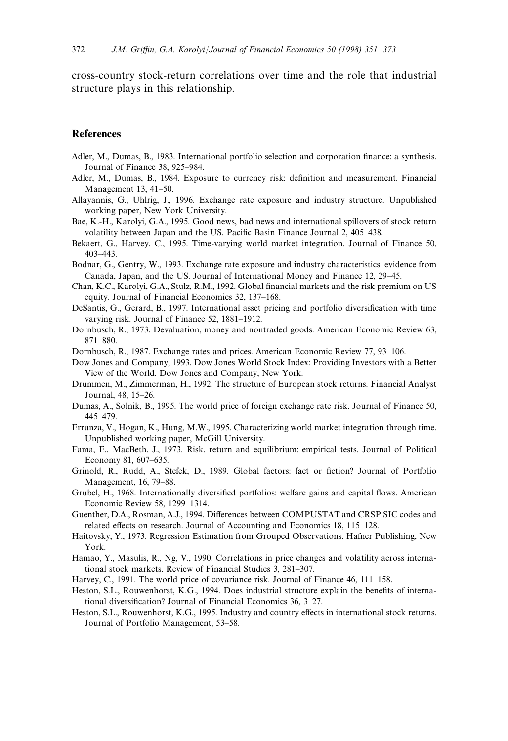cross-country stock-return correlations over time and the role that industrial structure plays in this relationship.

## References

Adler, M., Dumas, B., 1983. International portfolio selection and corporation finance: a synthesis. Journal of Finance 38, 925–984.

Adler, M., Dumas, B., 1984. Exposure to currency risk: definition and measurement. Financial Management 13, 41–50.

Allayannis, G., Uhlrig, J., 1996. Exchange rate exposure and industry structure. Unpublished working paper, New York University.

Bae, K.-H., Karolyi, G.A., 1995. Good news, bad news and international spillovers of stock return volatility between Japan and the US. Pacific Basin Finance Journal 2, 405–438.

Bekaert, G., Harvey, C., 1995. Time-varying world market integration. Journal of Finance 50, 403–443.

Bodnar, G., Gentry, W., 1993. Exchange rate exposure and industry characteristics: evidence from Canada, Japan, and the US. Journal of International Money and Finance 12, 29–45.

Chan, K.C., Karolyi, G.A., Stulz, R.M., 1992. Global financial markets and the risk premium on US equity. Journal of Financial Economics 32, 137–168.

DeSantis, G., Gerard, B., 1997. International asset pricing and portfolio diversification with time varying risk. Journal of Finance 52, 1881–1912.

Dornbusch, R., 1973. Devaluation, money and nontraded goods. American Economic Review 63, 871–880.

Dornbusch, R., 1987. Exchange rates and prices. American Economic Review 77, 93–106.

Dow Jones and Company, 1993. Dow Jones World Stock Index: Providing Investors with a Better View of the World. Dow Jones and Company, New York.

Drummen, M., Zimmerman, H., 1992. The structure of European stock returns. Financial Analyst Journal, 48, 15–26.

Dumas, A., Solnik, B., 1995. The world price of foreign exchange rate risk. Journal of Finance 50, 445–479.

Errunza, V., Hogan, K., Hung, M.W., 1995. Characterizing world market integration through time. Unpublished working paper, McGill University.

Fama, E., MacBeth, J., 1973. Risk, return and equilibrium: empirical tests. Journal of Political Economy 81, 607–635.

Grinold, R., Rudd, A., Stefek, D., 1989. Global factors: fact or fiction? Journal of Portfolio Management, 16, 79–88.

Grubel, H., 1968. Internationally diversified portfolios: welfare gains and capital flows. American Economic Review 58, 1299–1314.

Guenther, D.A., Rosman, A.J., 1994. Differences between COMPUSTAT and CRSP SIC codes and related effects on research. Journal of Accounting and Economics 18, 115–128.

Haitovsky, Y., 1973. Regression Estimation from Grouped Observations. Hafner Publishing, New York.

Hamao, Y., Masulis, R., Ng, V., 1990. Correlations in price changes and volatility across international stock markets. Review of Financial Studies 3, 281–307.

Harvey, C., 1991. The world price of covariance risk. Journal of Finance 46, 111–158.

Heston, S.L., Rouwenhorst, K.G., 1994. Does industrial structure explain the benefits of international diversification? Journal of Financial Economics 36, 3–27.

Heston, S.L., Rouwenhorst, K.G., 1995. Industry and country effects in international stock returns. Journal of Portfolio Management, 53–58.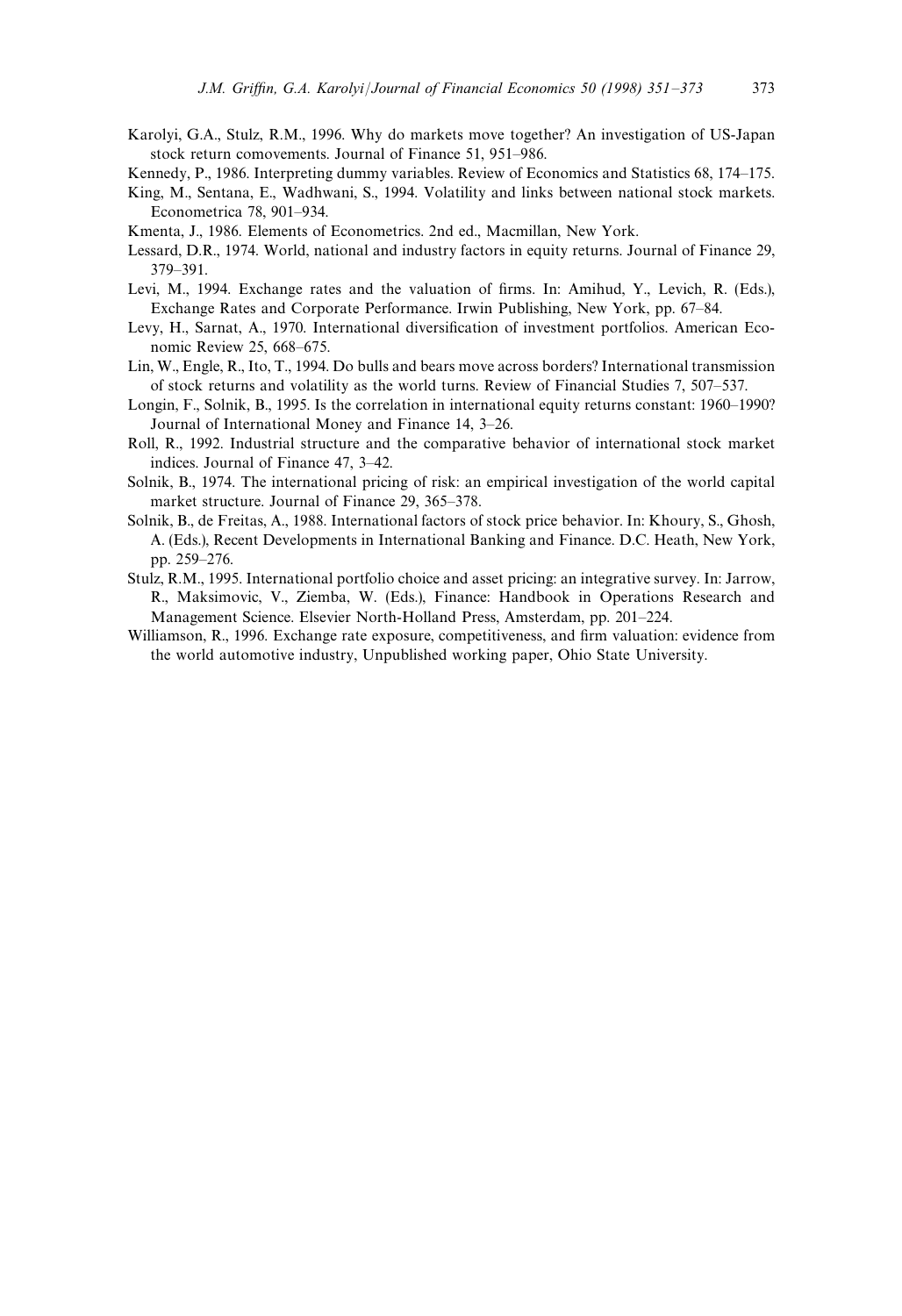Karolyi, G.A., Stulz, R.M., 1996. Why do markets move together? An investigation of US-Japan stock return comovements. Journal of Finance 51, 951–986.

Kennedy, P., 1986. Interpreting dummy variables. Review of Economics and Statistics 68, 174–175.

King, M., Sentana, E., Wadhwani, S., 1994. Volatility and links between national stock markets. Econometrica 78, 901–934.

Kmenta, J., 1986. Elements of Econometrics. 2nd ed., Macmillan, New York.

Lessard, D.R., 1974. World, national and industry factors in equity returns. Journal of Finance 29, 379–391.

Levi, M., 1994. Exchange rates and the valuation of firms. In: Amihud, Y., Levich, R. (Eds.), Exchange Rates and Corporate Performance. Irwin Publishing, New York, pp. 67–84.

Levy, H., Sarnat, A., 1970. International diversification of investment portfolios. American Economic Review 25, 668–675.

Lin, W., Engle, R., Ito, T., 1994. Do bulls and bears move across borders? International transmission of stock returns and volatility as the world turns. Review of Financial Studies 7, 507–537.

Longin, F., Solnik, B., 1995. Is the correlation in international equity returns constant: 1960–1990? Journal of International Money and Finance 14, 3–26.

Roll, R., 1992. Industrial structure and the comparative behavior of international stock market indices. Journal of Finance 47, 3–42.

Solnik, B., 1974. The international pricing of risk: an empirical investigation of the world capital market structure. Journal of Finance 29, 365–378.

Solnik, B., de Freitas, A., 1988. International factors of stock price behavior. In: Khoury, S., Ghosh, A. (Eds.), Recent Developments in International Banking and Finance. D.C. Heath, New York, pp. 259–276.

Stulz, R.M., 1995. International portfolio choice and asset pricing: an integrative survey. In: Jarrow, R., Maksimovic, V., Ziemba, W. (Eds.), Finance: Handbook in Operations Research and Management Science. Elsevier North-Holland Press, Amsterdam, pp. 201–224.

Williamson, R., 1996. Exchange rate exposure, competitiveness, and firm valuation: evidence from the world automotive industry, Unpublished working paper, Ohio State University.